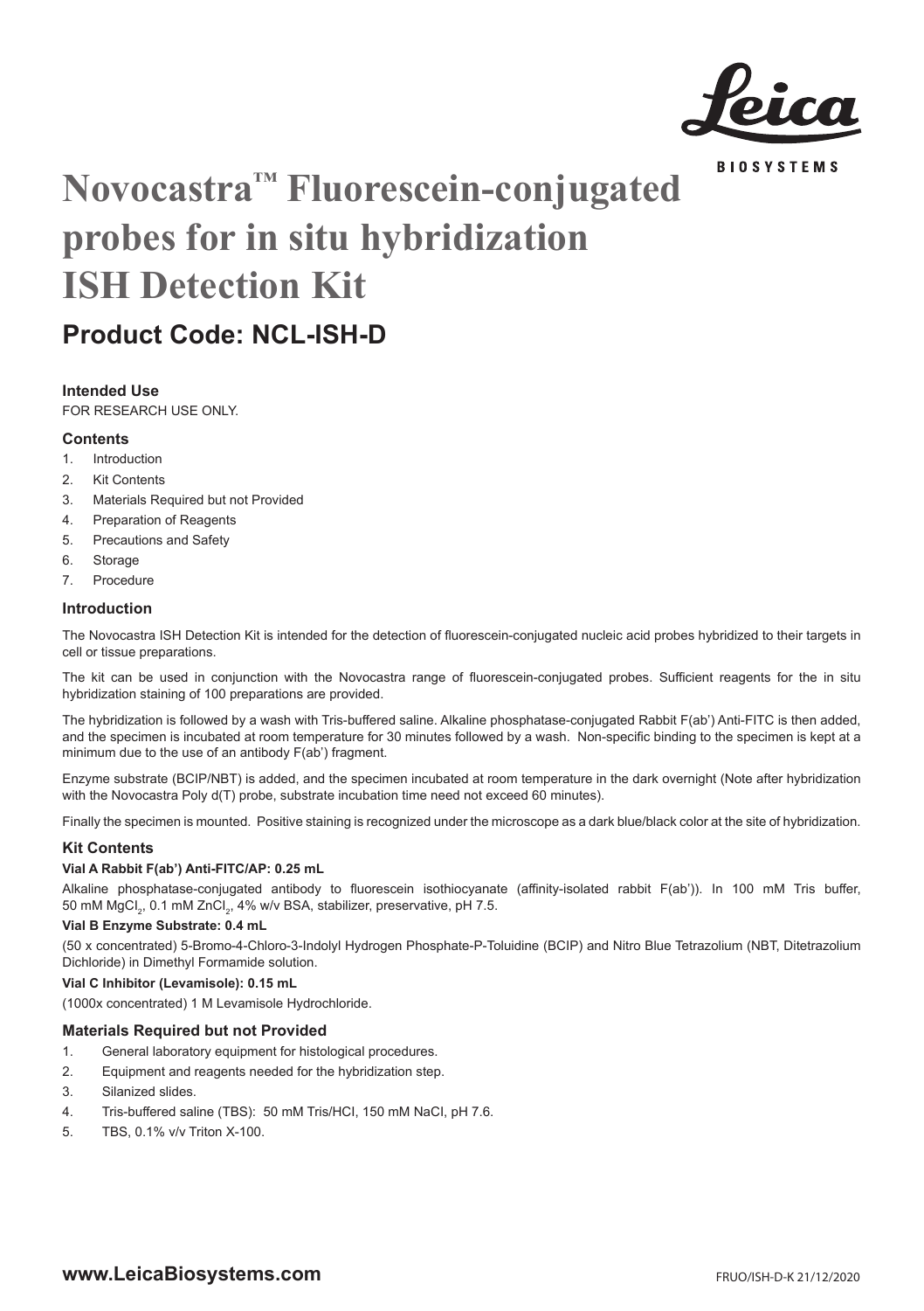# Novocastra™ Fluorescein-conjugated probes for in situ hybridization ISH Detection Kit

## Product Code: NCL-ISH-D

### Intended Use

FOR RESEARCH USE ONLY.

### Contents

1. Introduction
2. Kit Contents
3. Materials Required but not Provided
4. Preparation of Reagents
5. Precautions and Safety
6. Storage
7. Procedure

### Introduction

The Novocastra ISH Detection Kit is intended for the detection of fluorescein-conjugated nucleic acid probes hybridized to their targets in cell or tissue preparations.

The kit can be used in conjunction with the Novocastra range of fluorescein-conjugated probes. Sufficient reagents for the in situ hybridization staining of 100 preparations are provided.

The hybridization is followed by a wash with Tris-buffered saline. Alkaline phosphatase-conjugated Rabbit F(ab') Anti-FITC is then added, and the specimen is incubated at room temperature for 30 minutes followed by a wash. Non-specific binding to the specimen is kept at a minimum due to the use of an antibody F(ab') fragment.

Enzyme substrate (BCIP/NBT) is added, and the specimen incubated at room temperature in the dark overnight (Note after hybridization with the Novocastra Poly d(T) probe, substrate incubation time need not exceed 60 minutes).

Finally the specimen is mounted. Positive staining is recognized under the microscope as a dark blue/black color at the site of hybridization.

### Kit Contents

**Vial A Rabbit F(ab') Anti-FITC/AP: 0.25 mL**

Alkaline phosphatase-conjugated antibody to fluorescein isothiocyanate (affinity-isolated rabbit F(ab')). In 100 mM Tris buffer, 50 mM $MgCl_2$, 0.1 mM $ZnCl_2$, 4% w/v BSA, stabilizer, preservative, pH 7.5.

**Vial B Enzyme Substrate: 0.4 mL**

(50 x concentrated) 5-Bromo-4-Chloro-3-Indolyl Hydrogen Phosphate-P-Toluidine (BCIP) and Nitro Blue Tetrazolium (NBT, Ditetrazolium Dichloride) in Dimethyl Formamide solution.

**Vial C Inhibitor (Levamisole): 0.15 mL**

(1000x concentrated) 1 M Levamisole Hydrochloride.

### Materials Required but not Provided

1. General laboratory equipment for histological procedures.
2. Equipment and reagents needed for the hybridization step.
3. Silanized slides.
4. Tris-buffered saline (TBS): 50 mM Tris/HCl, 150 mM NaCl, pH 7.6.
5. TBS, 0.1% v/v Triton X-100.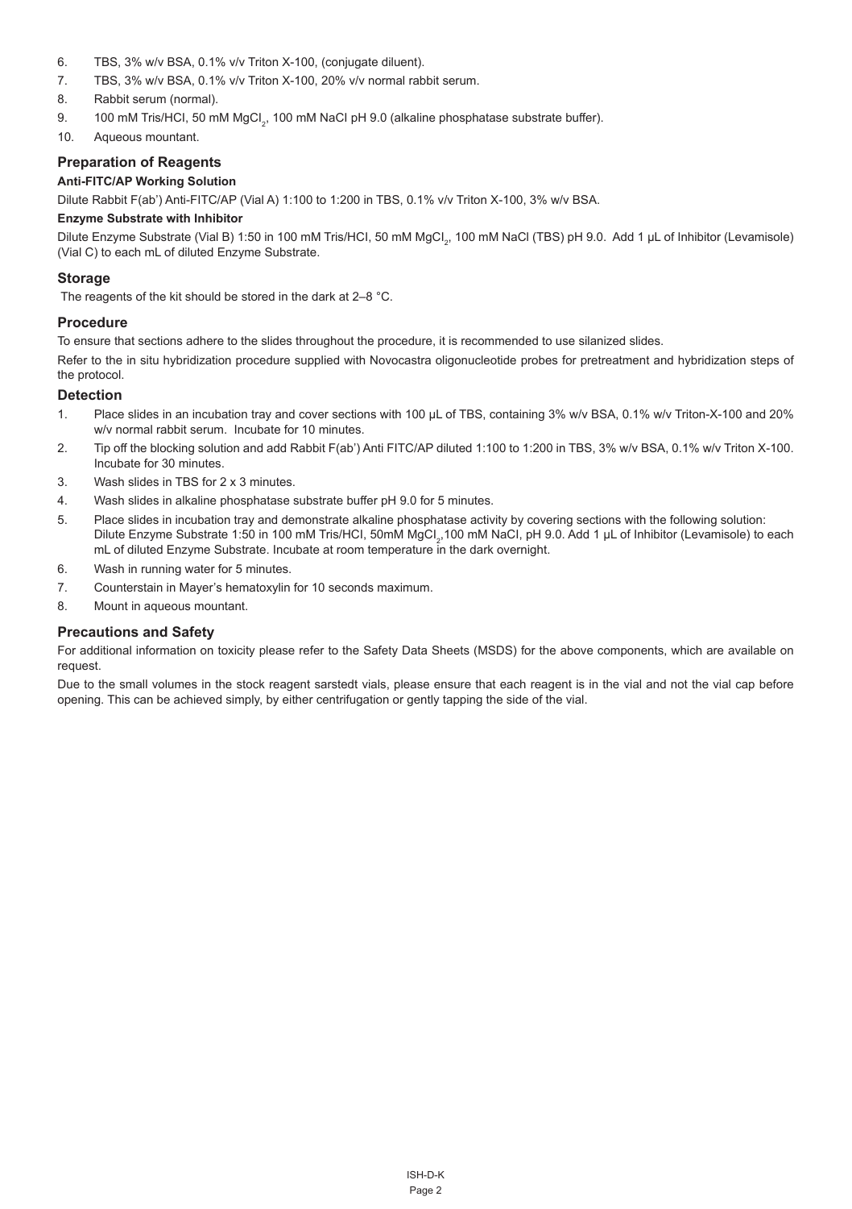6. TBS, 3% w/v BSA, 0.1% v/v Triton X-100, (conjugate diluent).
7. TBS, 3% w/v BSA, 0.1% v/v Triton X-100, 20% v/v normal rabbit serum.
8. Rabbit serum (normal).
9. 100 mM Tris/HCl, 50 mM $MgCl_2$, 100 mM NaCl pH 9.0 (alkaline phosphatase substrate buffer).
10. Aqueous mountant.

## Preparation of Reagents

**Anti-FITC/AP Working Solution**

Dilute Rabbit F(ab') Anti-FITC/AP (Vial A) 1:100 to 1:200 in TBS, 0.1% v/v Triton X-100, 3% w/v BSA.

**Enzyme Substrate with Inhibitor**

Dilute Enzyme Substrate (Vial B) 1:50 in 100 mM Tris/HCl, 50 mM $MgCl_2$, 100 mM NaCl (TBS) pH 9.0. Add 1 µL of Inhibitor (Levamisole) (Vial C) to each mL of diluted Enzyme Substrate.

## Storage

The reagents of the kit should be stored in the dark at 2–8 °C.

## Procedure

To ensure that sections adhere to the slides throughout the procedure, it is recommended to use silanized slides.

Refer to the in situ hybridization procedure supplied with Novocastra oligonucleotide probes for pretreatment and hybridization steps of the protocol.

### Detection

1. Place slides in an incubation tray and cover sections with 100 µL of TBS, containing 3% w/v BSA, 0.1% w/v Triton-X-100 and 20% w/v normal rabbit serum. Incubate for 10 minutes.
2. Tip off the blocking solution and add Rabbit F(ab') Anti FITC/AP diluted 1:100 to 1:200 in TBS, 3% w/v BSA, 0.1% w/v Triton X-100. Incubate for 30 minutes.
3. Wash slides in TBS for 2 x 3 minutes.
4. Wash slides in alkaline phosphatase substrate buffer pH 9.0 for 5 minutes.
5. Place slides in incubation tray and demonstrate alkaline phosphatase activity by covering sections with the following solution: Dilute Enzyme Substrate 1:50 in 100 mM Tris/HCl, 50mM $MgCl_2$,100 mM NaCl, pH 9.0. Add 1 µL of Inhibitor (Levamisole) to each mL of diluted Enzyme Substrate. Incubate at room temperature in the dark overnight.
6. Wash in running water for 5 minutes.
7. Counterstain in Mayer's hematoxylin for 10 seconds maximum.
8. Mount in aqueous mountant.

## Precautions and Safety

For additional information on toxicity please refer to the Safety Data Sheets (MSDS) for the above components, which are available on request.

Due to the small volumes in the stock reagent sarstedt vials, please ensure that each reagent is in the vial and not the vial cap before opening. This can be achieved simply, by either centrifugation or gently tapping the side of the vial.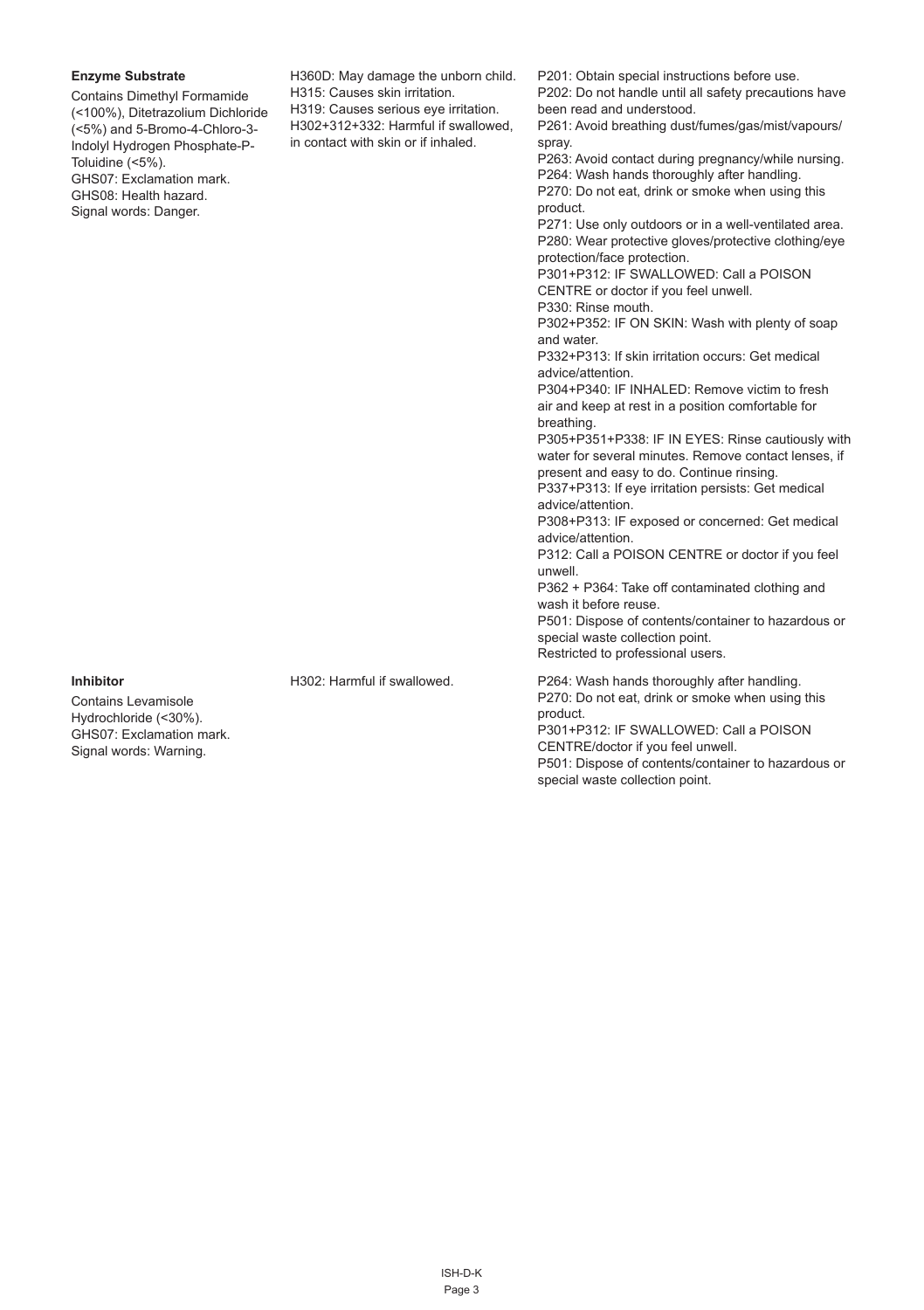| | | |
|---|---|---|
| **Enzyme Substrate**<br><br>Contains Dimethyl Formamide (<100%), Ditetrazolium Dichloride (<5%) and 5-Bromo-4-Chloro-3-Indolyl Hydrogen Phosphate-P-Toluidine (<5%).<br>GHS07: Exclamation mark.<br>GHS08: Health hazard.<br>Signal words: Danger. | H360D: May damage the unborn child.<br>H315: Causes skin irritation.<br>H319: Causes serious eye irritation.<br>H302+312+332: Harmful if swallowed, in contact with skin or if inhaled. | P201: Obtain special instructions before use.<br>P202: Do not handle until all safety precautions have been read and understood.<br>P261: Avoid breathing dust/fumes/gas/mist/vapours/spray.<br>P263: Avoid contact during pregnancy/while nursing.<br>P264: Wash hands thoroughly after handling.<br>P270: Do not eat, drink or smoke when using this product.<br>P271: Use only outdoors or in a well-ventilated area.<br>P280: Wear protective gloves/protective clothing/eye protection/face protection.<br>P301+P312: IF SWALLOWED: Call a POISON CENTRE or doctor if you feel unwell.<br>P330: Rinse mouth.<br>P302+P352: IF ON SKIN: Wash with plenty of soap and water.<br>P332+P313: If skin irritation occurs: Get medical advice/attention.<br>P304+P340: IF INHALED: Remove victim to fresh air and keep at rest in a position comfortable for breathing.<br>P305+P351+P338: IF IN EYES: Rinse cautiously with water for several minutes. Remove contact lenses, if present and easy to do. Continue rinsing.<br>P337+P313: If eye irritation persists: Get medical advice/attention.<br>P308+P313: IF exposed or concerned: Get medical advice/attention.<br>P312: Call a POISON CENTRE or doctor if you feel unwell.<br>P362 + P364: Take off contaminated clothing and wash it before reuse.<br>P501: Dispose of contents/container to hazardous or special waste collection point.<br>Restricted to professional users. |
| **Inhibitor**<br><br>Contains Levamisole Hydrochloride (<30%).<br>GHS07: Exclamation mark.<br>Signal words: Warning. | H302: Harmful if swallowed. | P264: Wash hands thoroughly after handling.<br>P270: Do not eat, drink or smoke when using this product.<br>P301+P312: IF SWALLOWED: Call a POISON CENTRE/doctor if you feel unwell.<br>P501: Dispose of contents/container to hazardous or special waste collection point. |

ISH-D-K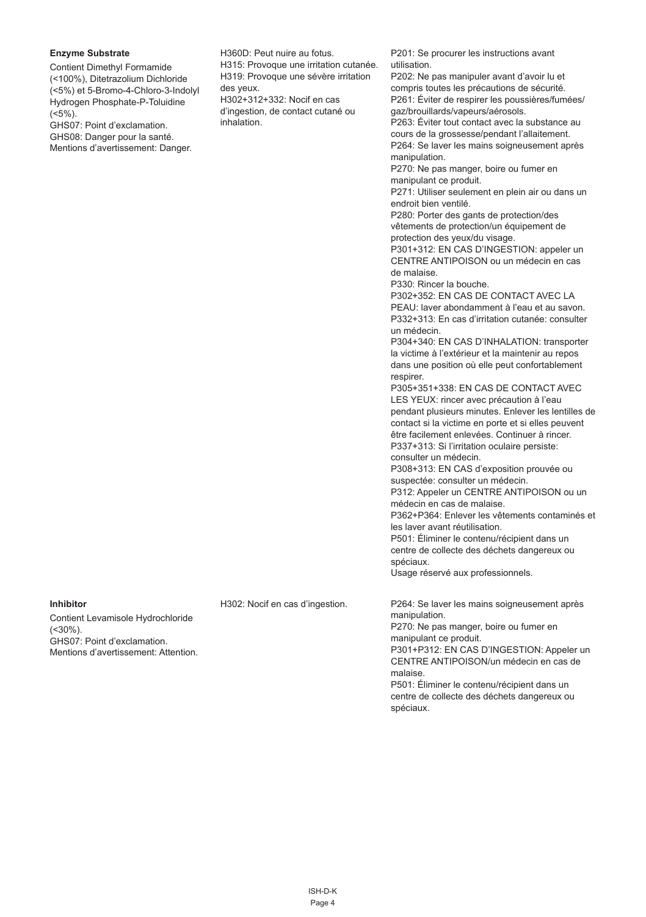| | | |
|---|---|---|
| **Enzyme Substrate**<br>Contient Dimethyl Formamide (<100%), Ditetrazolium Dichloride (<5%) et 5-Bromo-4-Chloro-3-Indolyl Hydrogen Phosphate-P-Toluidine (<5%).<br>GHS07: Point d'exclamation.<br>GHS08: Danger pour la santé.<br>Mentions d'avertissement: Danger. | H360D: Peut nuire au fotus.<br>H315: Provoque une irritation cutanée.<br>H319: Provoque une sévère irritation des yeux.<br>H302+312+332: Nocif en cas d'ingestion, de contact cutané ou inhalation. | P201: Se procurer les instructions avant utilisation.<br>P202: Ne pas manipuler avant d'avoir lu et compris toutes les précautions de sécurité.<br>P261: Éviter de respirer les poussières/fumées/gaz/brouillards/vapeurs/aérosols.<br>P263: Éviter tout contact avec la substance au cours de la grossesse/pendant l'allaitement.<br>P264: Se laver les mains soigneusement après manipulation.<br>P270: Ne pas manger, boire ou fumer en manipulant ce produit.<br>P271: Utiliser seulement en plein air ou dans un endroit bien ventilé.<br>P280: Porter des gants de protection/des vêtements de protection/un équipement de protection des yeux/du visage.<br>P301+312: EN CAS D'INGESTION: appeler un CENTRE ANTIPOISON ou un médecin en cas de malaise.<br>P330: Rincer la bouche.<br>P302+352: EN CAS DE CONTACT AVEC LA PEAU: laver abondamment à l'eau et au savon.<br>P332+313: En cas d'irritation cutanée: consulter un médecin.<br>P304+340: EN CAS D'INHALATION: transporter la victime à l'extérieur et la maintenir au repos dans une position où elle peut confortablement respirer.<br>P305+351+338: EN CAS DE CONTACT AVEC LES YEUX: rincer avec précaution à l'eau pendant plusieurs minutes. Enlever les lentilles de contact si la victime en porte et si elles peuvent être facilement enlevées. Continuer à rincer.<br>P337+313: Si l'irritation oculaire persiste: consulter un médecin.<br>P308+313: EN CAS d'exposition prouvée ou suspectée: consulter un médecin.<br>P312: Appeler un CENTRE ANTIPOISON ou un médecin en cas de malaise.<br>P362+P364: Enlever les vêtements contaminés et les laver avant réutilisation.<br>P501: Éliminer le contenu/récipient dans un centre de collecte des déchets dangereux ou spéciaux.<br>Usage réservé aux professionnels. |
| **Inhibitor**<br>Contient Levamisole Hydrochloride (<30%).<br>GHS07: Point d'exclamation.<br>Mentions d'avertissement: Attention. | H302: Nocif en cas d'ingestion. | P264: Se laver les mains soigneusement après manipulation.<br>P270: Ne pas manger, boire ou fumer en manipulant ce produit.<br>P301+P312: EN CAS D'INGESTION: Appeler un CENTRE ANTIPOISON/un médecin en cas de malaise.<br>P501: Éliminer le contenu/récipient dans un centre de collecte des déchets dangereux ou spéciaux. |

ISH-D-K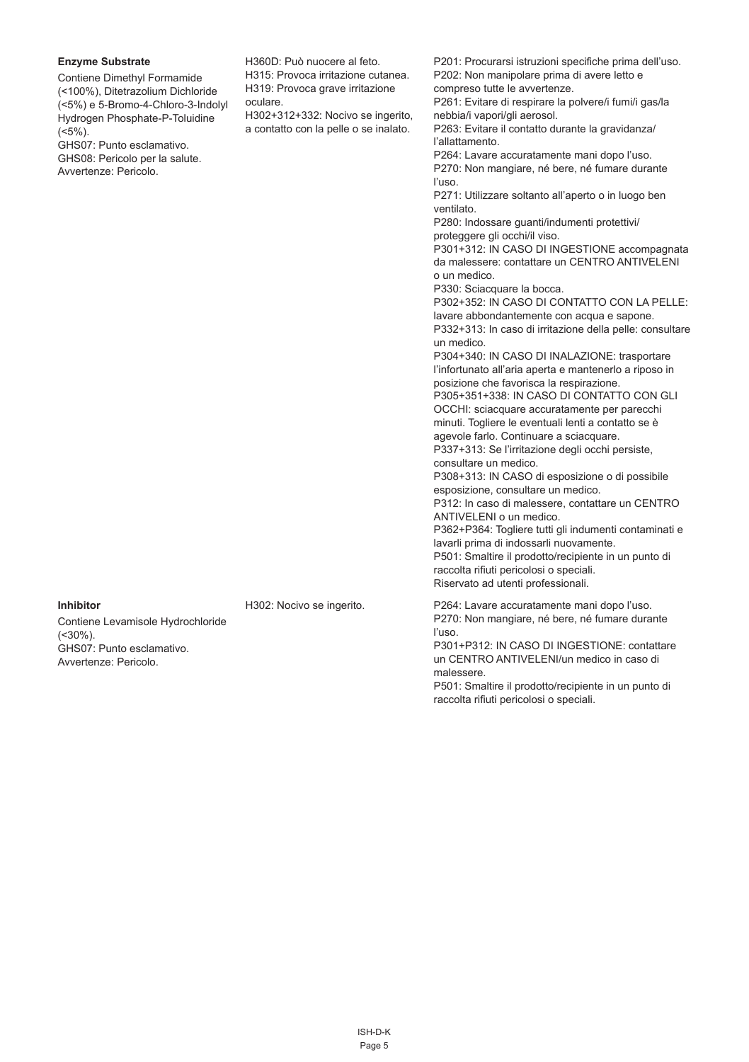| | | |
|---|---|---|
| **Enzyme Substrate**<br>Contiene Dimethyl Formamide (<100%), Ditetrazolium Dichloride (<5%) e 5-Bromo-4-Chloro-3-Indolyl Hydrogen Phosphate-P-Toluidine (<5%).<br>GHS07: Punto esclamativo.<br>GHS08: Pericolo per la salute.<br>Avvertenze: Pericolo. | H360D: Può nuocere al feto.<br>H315: Provoca irritazione cutanea.<br>H319: Provoca grave irritazione oculare.<br>H302+312+332: Nocivo se ingerito, a contatto con la pelle o se inalato. | P201: Procurarsi istruzioni specifiche prima dell'uso.<br>P202: Non manipolare prima di avere letto e compreso tutte le avvertenze.<br>P261: Evitare di respirare la polvere/i fumi/i gas/la nebbia/i vapori/gli aerosol.<br>P263: Evitare il contatto durante la gravidanza/l'allattamento.<br>P264: Lavare accuratamente mani dopo l'uso.<br>P270: Non mangiare, né bere, né fumare durante l'uso.<br>P271: Utilizzare soltanto all'aperto o in luogo ben ventilato.<br>P280: Indossare guanti/indumenti protettivi/proteggere gli occhi/il viso.<br>P301+312: IN CASO DI INGESTIONE accompagnata da malessere: contattare un CENTRO ANTIVELENI o un medico.<br>P330: Sciacquare la bocca.<br>P302+352: IN CASO DI CONTATTO CON LA PELLE: lavare abbondantemente con acqua e sapone.<br>P332+313: In caso di irritazione della pelle: consultare un medico.<br>P304+340: IN CASO DI INALAZIONE: trasportare l'infortunato all'aria aperta e mantenerlo a riposo in posizione che favorisca la respirazione.<br>P305+351+338: IN CASO DI CONTATTO CON GLI OCCHI: sciacquare accuratamente per parecchi minuti. Togliere le eventuali lenti a contatto se è agevole farlo. Continuare a sciacquare.<br>P337+313: Se l'irritazione degli occhi persiste, consultare un medico.<br>P308+313: IN CASO di esposizione o di possibile esposizione, consultare un medico.<br>P312: In caso di malessere, contattare un CENTRO ANTIVELENI o un medico.<br>P362+P364: Togliere tutti gli indumenti contaminati e lavarli prima di indossarli nuovamente.<br>P501: Smaltire il prodotto/recipiente in un punto di raccolta rifiuti pericolosi o speciali.<br>Riservato ad utenti professionali. |
| **Inhibitor**<br>Contiene Levamisole Hydrochloride (<30%).<br>GHS07: Punto esclamativo.<br>Avvertenze: Pericolo. | H302: Nocivo se ingerito. | P264: Lavare accuratamente mani dopo l'uso.<br>P270: Non mangiare, né bere, né fumare durante l'uso.<br>P301+P312: IN CASO DI INGESTIONE: contattare un CENTRO ANTIVELENI/un medico in caso di malessere.<br>P501: Smaltire il prodotto/recipiente in un punto di raccolta rifiuti pericolosi o speciali. |

ISH-D-K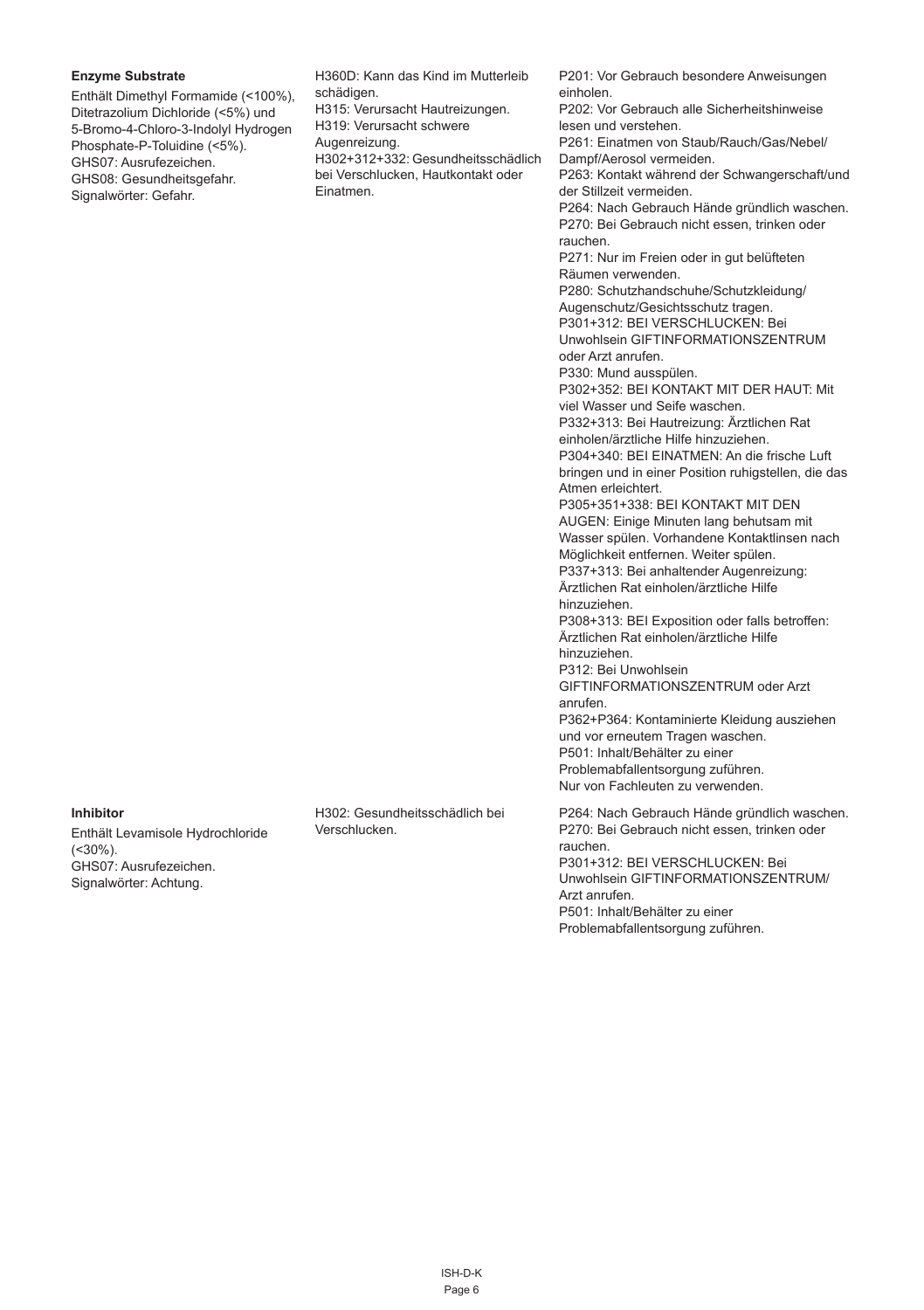| | | |
|---|---|---|
| **Enzyme Substrate**<br>Enthält Dimethyl Formamide (<100%), Ditetrazolium Dichloride (<5%) und 5-Bromo-4-Chloro-3-Indolyl Hydrogen Phosphate-P-Toluidine (<5%).<br>GHS07: Ausrufezeichen.<br>GHS08: Gesundheitsgefahr.<br>Signalwörter: Gefahr. | H360D: Kann das Kind im Mutterleib schädigen.<br>H315: Verursacht Hautreizungen.<br>H319: Verursacht schwere Augenreizung.<br>H302+312+332: Gesundheitsschädlich bei Verschlucken, Hautkontakt oder Einatmen. | P201: Vor Gebrauch besondere Anweisungen einholen.<br>P202: Vor Gebrauch alle Sicherheitshinweise lesen und verstehen.<br>P261: Einatmen von Staub/Rauch/Gas/Nebel/Dampf/Aerosol vermeiden.<br>P263: Kontakt während der Schwangerschaft/und der Stillzeit vermeiden.<br>P264: Nach Gebrauch Hände gründlich waschen.<br>P270: Bei Gebrauch nicht essen, trinken oder rauchen.<br>P271: Nur im Freien oder in gut belüfteten Räumen verwenden.<br>P280: Schutzhandschuhe/Schutzkleidung/Augenschutz/Gesichtsschutz tragen.<br>P301+312: BEI VERSCHLUCKEN: Bei Unwohlsein GIFTINFORMATIONSZENTRUM oder Arzt anrufen.<br>P330: Mund ausspülen.<br>P302+352: BEI KONTAKT MIT DER HAUT: Mit viel Wasser und Seife waschen.<br>P332+313: Bei Hautreizung: Ärztlichen Rat einholen/ärztliche Hilfe hinzuziehen.<br>P304+340: BEI EINATMEN: An die frische Luft bringen und in einer Position ruhigstellen, die das Atmen erleichtert.<br>P305+351+338: BEI KONTAKT MIT DEN AUGEN: Einige Minuten lang behutsam mit Wasser spülen. Vorhandene Kontaktlinsen nach Möglichkeit entfernen. Weiter spülen.<br>P337+313: Bei anhaltender Augenreizung: Ärztlichen Rat einholen/ärztliche Hilfe hinzuziehen.<br>P308+313: BEI Exposition oder falls betroffen: Ärztlichen Rat einholen/ärztliche Hilfe hinzuziehen.<br>P312: Bei Unwohlsein GIFTINFORMATIONSZENTRUM oder Arzt anrufen.<br>P362+P364: Kontaminierte Kleidung ausziehen und vor erneutem Tragen waschen.<br>P501: Inhalt/Behälter zu einer Problemabfallentsorgung zuführen.<br>Nur von Fachleuten zu verwenden. |
| **Inhibitor**<br>Enthält Levamisole Hydrochloride (<30%).<br>GHS07: Ausrufezeichen.<br>Signalwörter: Achtung. | H302: Gesundheitsschädlich bei Verschlucken. | P264: Nach Gebrauch Hände gründlich waschen.<br>P270: Bei Gebrauch nicht essen, trinken oder rauchen.<br>P301+312: BEI VERSCHLUCKEN: Bei Unwohlsein GIFTINFORMATIONSZENTRUM/Arzt anrufen.<br>P501: Inhalt/Behälter zu einer Problemabfallentsorgung zuführen. |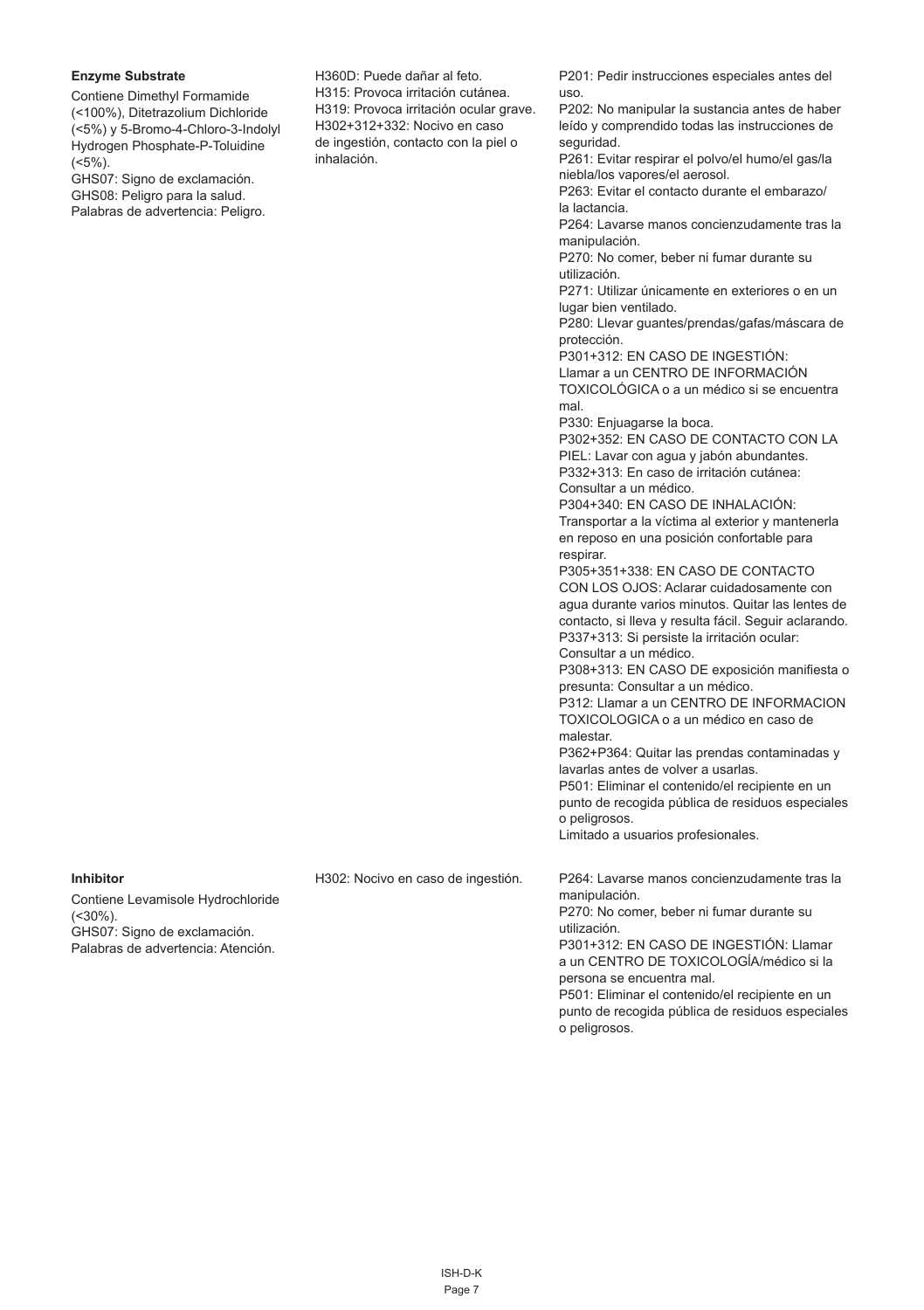**Enzyme Substrate**

Contiene Dimethyl Formamide (<100%), Ditetrazolium Dichloride (<5%) y 5-Bromo-4-Chloro-3-Indolyl Hydrogen Phosphate-P-Toluidine (<5%).
GHS07: Signo de exclamación.
GHS08: Peligro para la salud.
Palabras de advertencia: Peligro.

H360D: Puede dañar al feto.
H315: Provoca irritación cutánea.
H319: Provoca irritación ocular grave.
H302+312+332: Nocivo en caso de ingestión, contacto con la piel o inhalación.

P201: Pedir instrucciones especiales antes del uso.
P202: No manipular la sustancia antes de haber leído y comprendido todas las instrucciones de seguridad.
P261: Evitar respirar el polvo/el humo/el gas/la niebla/los vapores/el aerosol.
P263: Evitar el contacto durante el embarazo/ la lactancia.
P264: Lavarse manos concienzudamente tras la manipulación.
P270: No comer, beber ni fumar durante su utilización.
P271: Utilizar únicamente en exteriores o en un lugar bien ventilado.
P280: Llevar guantes/prendas/gafas/máscara de protección.
P301+312: EN CASO DE INGESTIÓN: Llamar a un CENTRO DE INFORMACIÓN TOXICOLÓGICA o a un médico si se encuentra mal.
P330: Enjuagarse la boca.
P302+352: EN CASO DE CONTACTO CON LA PIEL: Lavar con agua y jabón abundantes.
P332+313: En caso de irritación cutánea: Consultar a un médico.
P304+340: EN CASO DE INHALACIÓN: Transportar a la víctima al exterior y mantenerla en reposo en una posición confortable para respirar.
P305+351+338: EN CASO DE CONTACTO CON LOS OJOS: Aclarar cuidadosamente con agua durante varios minutos. Quitar las lentes de contacto, si lleva y resulta fácil. Seguir aclarando.
P337+313: Si persiste la irritación ocular: Consultar a un médico.
P308+313: EN CASO DE exposición manifiesta o presunta: Consultar a un médico.
P312: Llamar a un CENTRO DE INFORMACION TOXICOLOGICA o a un médico en caso de malestar.
P362+P364: Quitar las prendas contaminadas y lavarlas antes de volver a usarlas.
P501: Eliminar el contenido/el recipiente en un punto de recogida pública de residuos especiales o peligrosos.
Limitado a usuarios profesionales.

**Inhibitor**

Contiene Levamisole Hydrochloride (<30%).
GHS07: Signo de exclamación.
Palabras de advertencia: Atención.

H302: Nocivo en caso de ingestión.

P264: Lavarse manos concienzudamente tras la manipulación.
P270: No comer, beber ni fumar durante su utilización.
P301+312: EN CASO DE INGESTIÓN: Llamar a un CENTRO DE TOXICOLOGÍA/médico si la persona se encuentra mal.
P501: Eliminar el contenido/el recipiente en un punto de recogida pública de residuos especiales o peligrosos.

ISH-D-K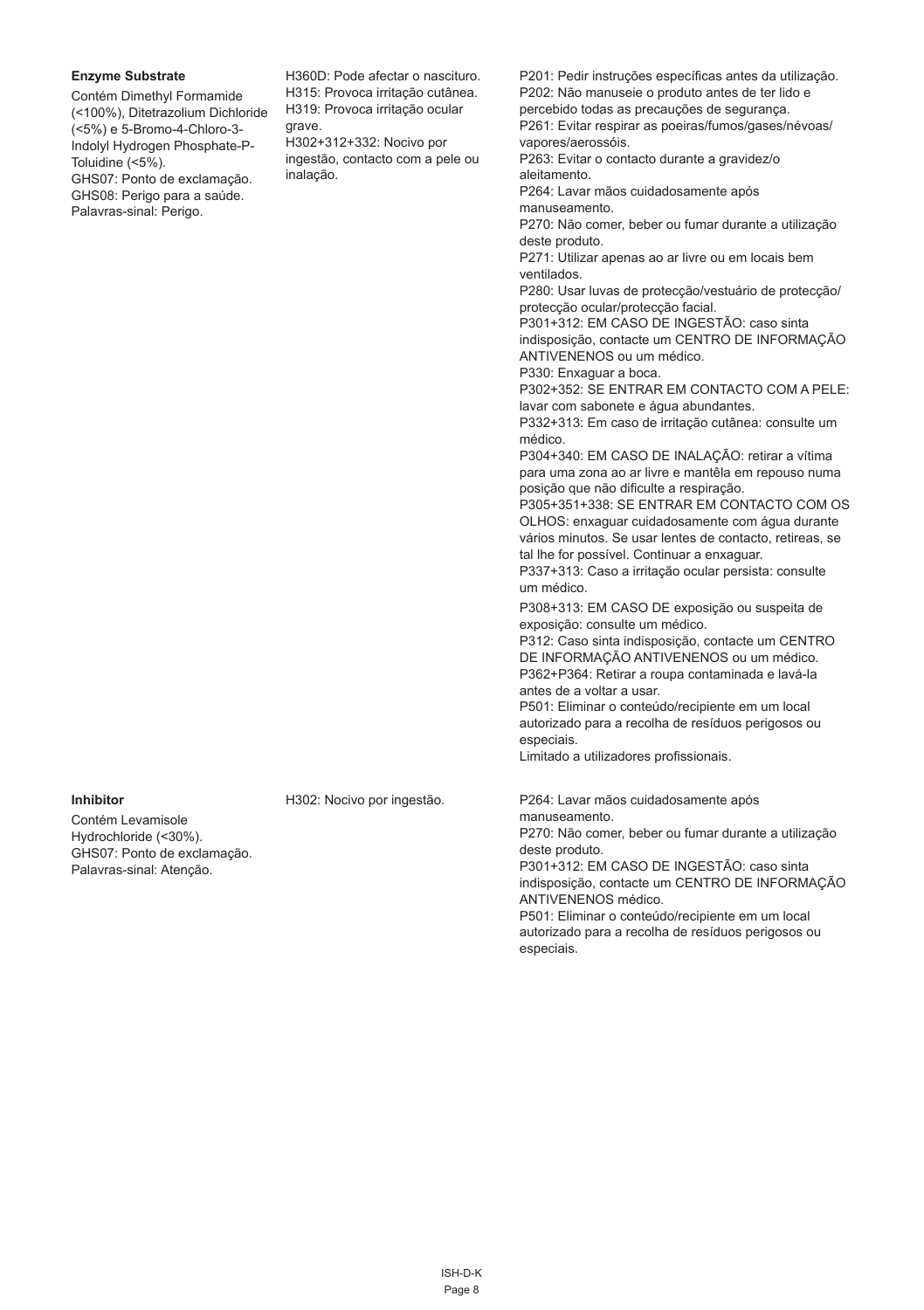**Enzyme Substrate**

Contém Dimethyl Formamide (<100%), Ditetrazolium Dichloride (<5%) e 5-Bromo-4-Chloro-3-Indolyl Hydrogen Phosphate-P-Toluidine (<5%).
GHS07: Ponto de exclamação.
GHS08: Perigo para a saúde.
Palavras-sinal: Perigo.

H360D: Pode afectar o nascituro.
H315: Provoca irritação cutânea.
H319: Provoca irritação ocular grave.
H302+312+332: Nocivo por ingestão, contacto com a pele ou inalação.

P201: Pedir instruções específicas antes da utilização.
P202: Não manuseie o produto antes de ter lido e percebido todas as precauções de segurança.
P261: Evitar respirar as poeiras/fumos/gases/névoas/vapores/aerossóis.
P263: Evitar o contacto durante a gravidez/o aleitamento.
P264: Lavar mãos cuidadosamente após manuseamento.
P270: Não comer, beber ou fumar durante a utilização deste produto.
P271: Utilizar apenas ao ar livre ou em locais bem ventilados.
P280: Usar luvas de protecção/vestuário de protecção/protecção ocular/protecção facial.
P301+312: EM CASO DE INGESTÃO: caso sinta indisposição, contacte um CENTRO DE INFORMAÇÃO ANTIVENENOS ou um médico.
P330: Enxaguar a boca.
P302+352: SE ENTRAR EM CONTACTO COM A PELE: lavar com sabonete e água abundantes.
P332+313: Em caso de irritação cutânea: consulte um médico.
P304+340: EM CASO DE INALAÇÃO: retirar a vítima para uma zona ao ar livre e mantê-la em repouso numa posição que não dificulte a respiração.
P305+351+338: SE ENTRAR EM CONTACTO COM OS OLHOS: enxaguar cuidadosamente com água durante vários minutos. Se usar lentes de contacto, retireas, se tal lhe for possível. Continuar a enxaguar.
P337+313: Caso a irritação ocular persista: consulte um médico.
P308+313: EM CASO DE exposição ou suspeita de exposição: consulte um médico.
P312: Caso sinta indisposição, contacte um CENTRO DE INFORMAÇÃO ANTIVENENOS ou um médico.
P362+P364: Retirar a roupa contaminada e lavá-la antes de a voltar a usar.
P501: Eliminar o conteúdo/recipiente em um local autorizado para a recolha de resíduos perigosos ou especiais.
Limitado a utilizadores profissionais.

**Inhibitor**

Contém Levamisole Hydrochloride (<30%).
GHS07: Ponto de exclamação.
Palavras-sinal: Atenção.

H302: Nocivo por ingestão.

P264: Lavar mãos cuidadosamente após manuseamento.
P270: Não comer, beber ou fumar durante a utilização deste produto.
P301+312: EM CASO DE INGESTÃO: caso sinta indisposição, contacte um CENTRO DE INFORMAÇÃO ANTIVENENOS médico.
P501: Eliminar o conteúdo/recipiente em um local autorizado para a recolha de resíduos perigosos ou especiais.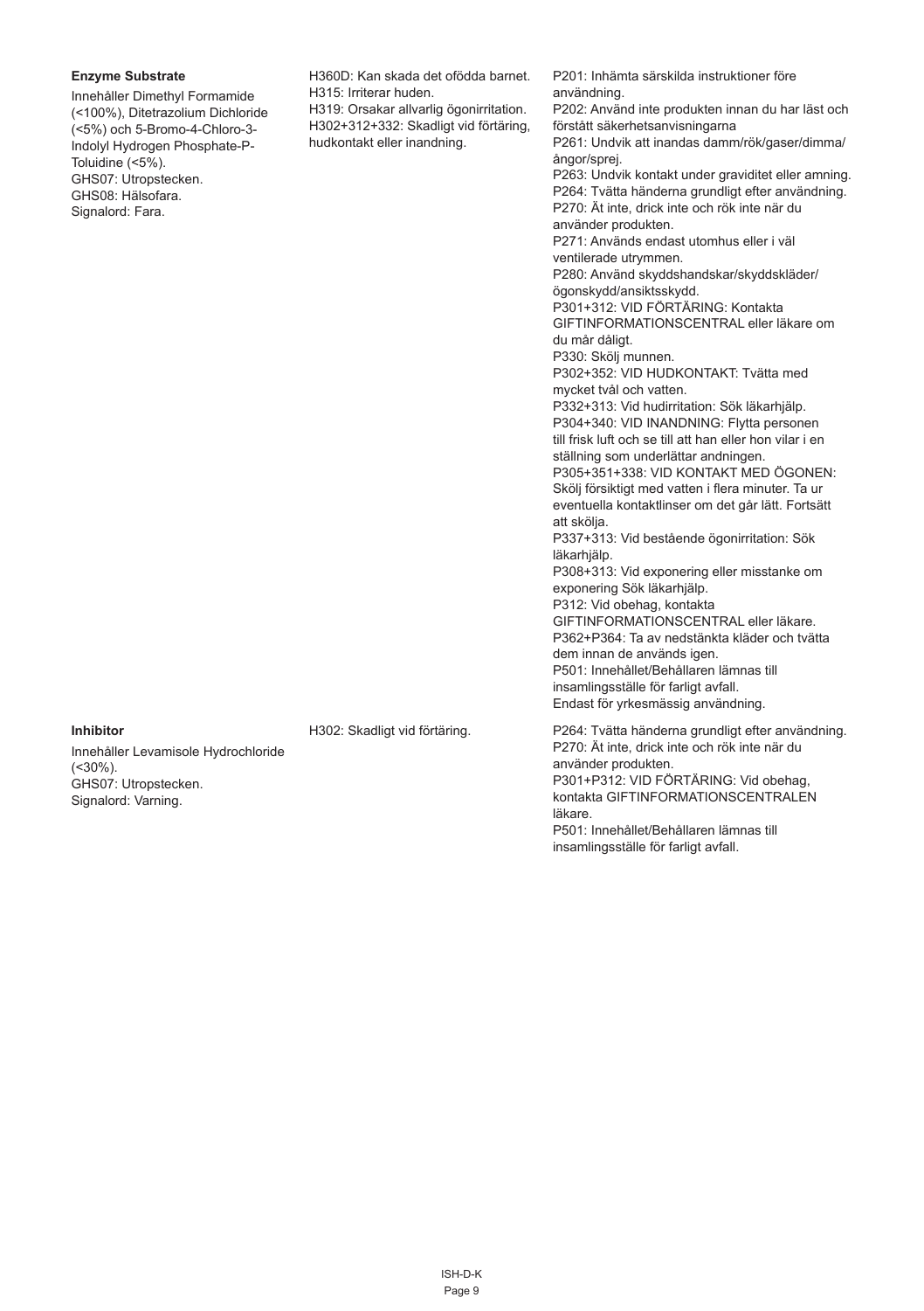| | | |
|---|---|---|
| **Enzyme Substrate**<br>Innehåller Dimethyl Formamide (<100%), Ditetrazolium Dichloride (<5%) och 5-Bromo-4-Chloro-3-Indolyl Hydrogen Phosphate-P-Toluidine (<5%).<br>GHS07: Utropstecken.<br>GHS08: Hälsofara.<br>Signalord: Fara. | H360D: Kan skada det ofödda barnet.<br>H315: Irriterar huden.<br>H319: Orsakar allvarlig ögonirritation.<br>H302+312+332: Skadligt vid förtäring, hudkontakt eller inandning. | P201: Inhämta särskilda instruktioner före användning.<br>P202: Använd inte produkten innan du har läst och förstått säkerhetsanvisningarna<br>P261: Undvik att inandas damm/rök/gaser/dimma/ångor/sprej.<br>P263: Undvik kontakt under graviditet eller amning.<br>P264: Tvätta händerna grundligt efter användning.<br>P270: Ät inte, drick inte och rök inte när du använder produkten.<br>P271: Används endast utomhus eller i väl ventilerade utrymmen.<br>P280: Använd skyddshandskar/skyddskläder/ögonskydd/ansiktsskydd.<br>P301+312: VID FÖRTÄRING: Kontakta GIFTINFORMATIONSCENTRAL eller läkare om du mår dåligt.<br>P330: Skölj munnen.<br>P302+352: VID HUDKONTAKT: Tvätta med mycket tvål och vatten.<br>P332+313: Vid hudirritation: Sök läkarhjälp.<br>P304+340: VID INANDNING: Flytta personen till frisk luft och se till att han eller hon vilar i en ställning som underlättar andningen.<br>P305+351+338: VID KONTAKT MED ÖGONEN: Skölj försiktigt med vatten i flera minuter. Ta ur eventuella kontaktlinser om det går lätt. Fortsätt att skölja.<br>P337+313: Vid bestående ögonirritation: Sök läkarhjälp.<br>P308+313: Vid exponering eller misstanke om exponering Sök läkarhjälp.<br>P312: Vid obehag, kontakta GIFTINFORMATIONSCENTRAL eller läkare.<br>P362+P364: Ta av nedstänkta kläder och tvätta dem innan de används igen.<br>P501: Innehållet/Behållaren lämnas till insamlingsställe för farligt avfall.<br>Endast för yrkesmässig användning. |
| **Inhibitor**<br>Innehåller Levamisole Hydrochloride (<30%).<br>GHS07: Utropstecken.<br>Signalord: Varning. | H302: Skadligt vid förtäring. | P264: Tvätta händerna grundligt efter användning.<br>P270: Ät inte, drick inte och rök inte när du använder produkten.<br>P301+P312: VID FÖRTÄRING: Vid obehag, kontakta GIFTINFORMATIONSCENTRALEN läkare.<br>P501: Innehållet/Behållaren lämnas till insamlingsställe för farligt avfall. |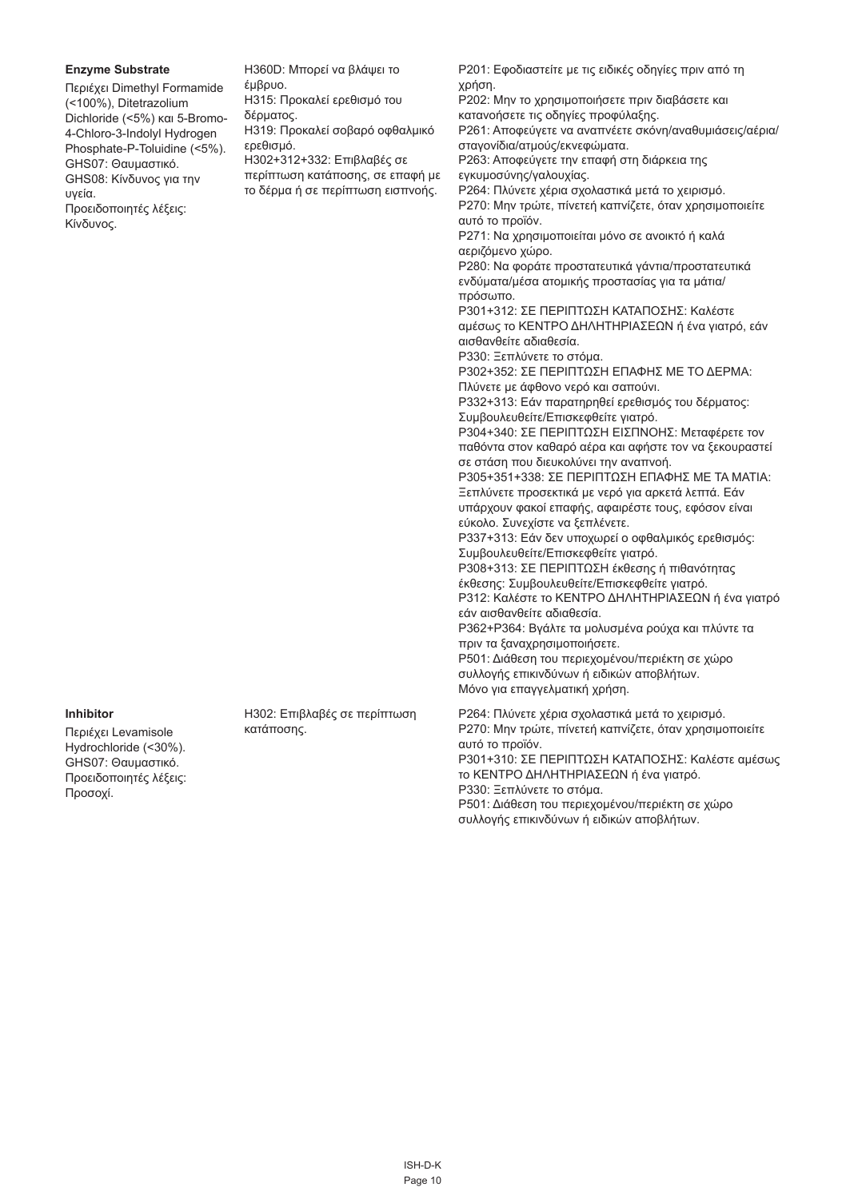| | | |
|---|---|---|
| **Enzyme Substrate**<br>Περιέχει Dimethyl Formamide (<100%), Ditetrazolium Dichloride (<5%) και 5-Bromo-4-Chloro-3-Indolyl Hydrogen Phosphate-P-Toluidine (<5%).<br>GHS07: Θαυμαστικό.<br>GHS08: Κίνδυνος για την υγεία.<br>Προειδοποιητές λέξεις: Κίνδυνος. | H360D: Μπορεί να βλάψει το έμβρυο.<br>H315: Προκαλεί ερεθισμό του δέρματος.<br>H319: Προκαλεί σοβαρό οφθαλμικό ερεθισμό.<br>H302+312+332: Επιβλαβές σε περίπτωση κατάποσης, σε επαφή με το δέρμα ή σε περίπτωση εισπνοής. | P201: Εφοδιαστείτε με τις ειδικές οδηγίες πριν από τη χρήση.<br>P202: Μην το χρησιμοποιήσετε πριν διαβάσετε και κατανοήσετε τις οδηγίες προφύλαξης.<br>P261: Αποφεύγετε να αναπνέετε σκόνη/αναθυμιάσεις/αέρια/σταγονίδια/ατμούς/εκνεφώματα.<br>P263: Αποφεύγετε την επαφή στη διάρκεια της εγκυμοσύνης/γαλουχίας.<br>P264: Πλύνετε χέρια σχολαστικά μετά το χειρισμό.<br>P270: Μην τρώτε, πίνετεή καπνίζετε, όταν χρησιμοποιείτε αυτό το προϊόν.<br>P271: Να χρησιμοποιείται μόνο σε ανοικτό ή καλά αεριζόμενο χώρο.<br>P280: Να φοράτε προστατευτικά γάντια/προστατευτικά ενδύματα/μέσα ατομικής προστασίας για τα μάτια/πρόσωπο.<br>P301+312: ΣΕ ΠΕΡΙΠΤΩΣΗ ΚΑΤΑΠΟΣΗΣ: Καλέστε αμέσως το ΚΕΝΤΡΟ ΔΗΛΗΤΗΡΙΑΣΕΩΝ ή ένα γιατρό, εάν αισθανθείτε αδιαθεσία.<br>P330: Ξεπλύνετε το στόμα.<br>P302+352: ΣΕ ΠΕΡΙΠΤΩΣΗ ΕΠΑΦΗΣ ΜΕ ΤΟ ΔΕΡΜΑ: Πλύνετε με άφθονο νερό και σαπούνι.<br>P332+313: Εάν παρατηρηθεί ερεθισμός του δέρματος: Συμβουλευθείτε/Επισκεφθείτε γιατρό.<br>P304+340: ΣΕ ΠΕΡΙΠΤΩΣΗ ΕΙΣΠΝΟΗΣ: Μεταφέρετε τον παθόντα στον καθαρό αέρα και αφήστε τον να ξεκουραστεί σε στάση που διευκολύνει την αναπνοή.<br>P305+351+338: ΣΕ ΠΕΡΙΠΤΩΣΗ ΕΠΑΦΗΣ ΜΕ ΤΑ ΜΑΤΙΑ: Ξεπλύνετε προσεκτικά με νερό για αρκετά λεπτά. Εάν υπάρχουν φακοί επαφής, αφαιρέστε τους, εφόσον είναι εύκολο. Συνεχίστε να ξεπλένετε.<br>P337+313: Εάν δεν υποχωρεί ο οφθαλμικός ερεθισμός: Συμβουλευθείτε/Επισκεφθείτε γιατρό.<br>P308+313: ΣΕ ΠΕΡΙΠΤΩΣΗ έκθεσης ή πιθανότητας έκθεσης: Συμβουλευθείτε/Επισκεφθείτε γιατρό.<br>P312: Καλέστε το ΚΕΝΤΡΟ ΔΗΛΗΤΗΡΙΑΣΕΩΝ ή ένα γιατρό εάν αισθανθείτε αδιαθεσία.<br>P362+P364: Βγάλτε τα μολυσμένα ρούχα και πλύντε τα πριν τα ξαναχρησιμοποιήσετε.<br>P501: Διάθεση του περιεχομένου/περιέκτη σε χώρο συλλογής επικινδύνων ή ειδικών αποβλήτων.<br>Μόνο για επαγγελματική χρήση. |
| **Inhibitor**<br>Περιέχει Levamisole Hydrochloride (<30%).<br>GHS07: Θαυμαστικό.<br>Προειδοποιητές λέξεις: Προσοχί. | H302: Επιβλαβές σε περίπτωση κατάποσης. | P264: Πλύνετε χέρια σχολαστικά μετά το χειρισμό.<br>P270: Μην τρώτε, πίνετεή καπνίζετε, όταν χρησιμοποιείτε αυτό το προϊόν.<br>P301+310: ΣΕ ΠΕΡΙΠΤΩΣΗ ΚΑΤΑΠΟΣΗΣ: Καλέστε αμέσως το ΚΕΝΤΡΟ ΔΗΛΗΤΗΡΙΑΣΕΩΝ ή ένα γιατρό.<br>P330: Ξεπλύνετε το στόμα.<br>P501: Διάθεση του περιεχομένου/περιέκτη σε χώρο συλλογής επικινδύνων ή ειδικών αποβλήτων. |

ISH-D-K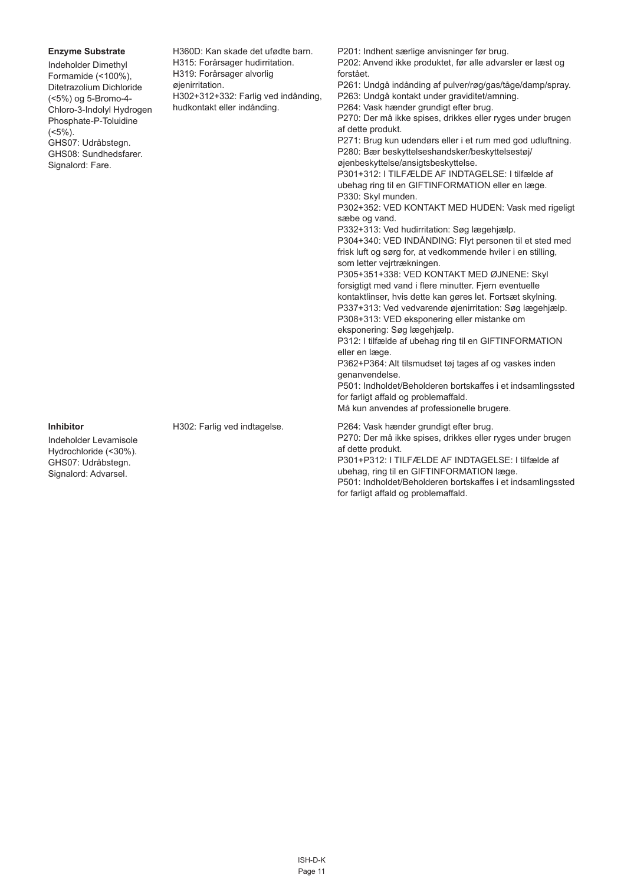| | | |
|---|---|---|
| **Enzyme Substrate**<br>Indeholder Dimethyl Formamide (<100%), Ditetrazolium Dichloride (<5%) og 5-Bromo-4-Chloro-3-Indolyl Hydrogen Phosphate-P-Toluidine (<5%).<br>GHS07: Udråbstegn.<br>GHS08: Sundhedsfarer.<br>Signalord: Fare. | H360D: Kan skade det ufødte barn.<br>H315: Forårsager hudirritation.<br>H319: Forårsager alvorlig øjenirritation.<br>H302+312+332: Farlig ved indånding, hudkontakt eller indånding. | P201: Indhent særlige anvisninger før brug.<br>P202: Anvend ikke produktet, før alle advarsler er læst og forstået.<br>P261: Undgå indånding af pulver/røg/gas/tåge/damp/spray.<br>P263: Undgå kontakt under graviditet/amning.<br>P264: Vask hænder grundigt efter brug.<br>P270: Der må ikke spises, drikkes eller ryges under brugen af dette produkt.<br>P271: Brug kun udendørs eller i et rum med god udluftning.<br>P280: Bær beskyttelseshandsker/beskyttelsestøj/øjenbeskyttelse/ansigtsbeskyttelse.<br>P301+312: I TILFÆLDE AF INDTAGELSE: I tilfælde af ubehag ring til en GIFTINFORMATION eller en læge.<br>P330: Skyl munden.<br>P302+352: VED KONTAKT MED HUDEN: Vask med rigeligt sæbe og vand.<br>P332+313: Ved hudirritation: Søg lægehjælp.<br>P304+340: VED INDÅNDING: Flyt personen til et sted med frisk luft og sørg for, at vedkommende hviler i en stilling, som letter vejrtrækningen.<br>P305+351+338: VED KONTAKT MED ØJNENE: Skyl forsigtigt med vand i flere minutter. Fjern eventuelle kontaktlinser, hvis dette kan gøres let. Fortsæt skylning.<br>P337+313: Ved vedvarende øjenirritation: Søg lægehjælp.<br>P308+313: VED eksponering eller mistanke om eksponering: Søg lægehjælp.<br>P312: I tilfælde af ubehag ring til en GIFTINFORMATION eller en læge.<br>P362+P364: Alt tilsmudset tøj tages af og vaskes inden genanvendelse.<br>P501: Indholdet/Beholderen bortskaffes i et indsamlingssted for farligt affald og problemaffald.<br>Må kun anvendes af professionelle brugere. |
| **Inhibitor**<br>Indeholder Levamisole Hydrochloride (<30%).<br>GHS07: Udråbstegn.<br>Signalord: Advarsel. | H302: Farlig ved indtagelse. | P264: Vask hænder grundigt efter brug.<br>P270: Der må ikke spises, drikkes eller ryges under brugen af dette produkt.<br>P301+P312: I TILFÆLDE AF INDTAGELSE: I tilfælde af ubehag, ring til en GIFTINFORMATION læge.<br>P501: Indholdet/Beholderen bortskaffes i et indsamlingssted for farligt affald og problemaffald. |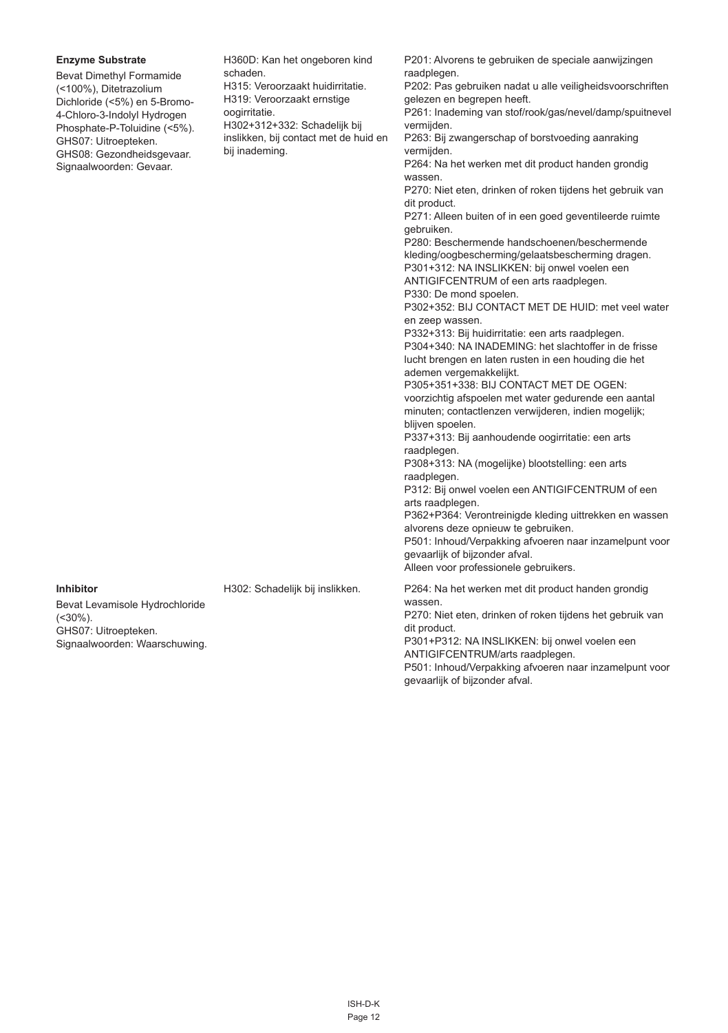| | | |
|---|---|---|
| **Enzyme Substrate**<br>Bevat Dimethyl Formamide (<100%), Ditetrazolium Dichloride (<5%) en 5-Bromo-4-Chloro-3-Indolyl Hydrogen Phosphate-P-Toluidine (<5%).<br>GHS07: Uitroepteken.<br>GHS08: Gezondheidsgevaar.<br>Signaalwoorden: Gevaar. | H360D: Kan het ongeboren kind schaden.<br>H315: Veroorzaakt huidirritatie.<br>H319: Veroorzaakt ernstige oogirritatie.<br>H302+312+332: Schadelijk bij inslikken, bij contact met de huid en bij inademing. | P201: Alvorens te gebruiken de speciale aanwijzingen raadplegen.<br>P202: Pas gebruiken nadat u alle veiligheidsvoorschriften gelezen en begrepen heeft.<br>P261: Inademing van stof/rook/gas/nevel/damp/spuitnevel vermijden.<br>P263: Bij zwangerschap of borstvoeding aanraking vermijden.<br>P264: Na het werken met dit product handen grondig wassen.<br>P270: Niet eten, drinken of roken tijdens het gebruik van dit product.<br>P271: Alleen buiten of in een goed geventileerde ruimte gebruiken.<br>P280: Beschermende handschoenen/beschermende kleding/oogbescherming/gelaatsbescherming dragen.<br>P301+312: NA INSLIKKEN: bij onwel voelen een ANTIGIFCENTRUM of een arts raadplegen.<br>P330: De mond spoelen.<br>P302+352: BIJ CONTACT MET DE HUID: met veel water en zeep wassen.<br>P332+313: Bij huidirritatie: een arts raadplegen.<br>P304+340: NA INADEMING: het slachtoffer in de frisse lucht brengen en laten rusten in een houding die het ademen vergemakkelijkt.<br>P305+351+338: BIJ CONTACT MET DE OGEN: voorzichtig afspoelen met water gedurende een aantal minuten; contactlenzen verwijderen, indien mogelijk; blijven spoelen.<br>P337+313: Bij aanhoudende oogirritatie: een arts raadplegen.<br>P308+313: NA (mogelijke) blootstelling: een arts raadplegen.<br>P312: Bij onwel voelen een ANTIGIFCENTRUM of een arts raadplegen.<br>P362+P364: Verontreinigde kleding uittrekken en wassen alvorens deze opnieuw te gebruiken.<br>P501: Inhoud/Verpakking afvoeren naar inzamelpunt voor gevaarlijk of bijzonder afval.<br>Alleen voor professionele gebruikers. |
| **Inhibitor**<br>Bevat Levamisole Hydrochloride (<30%).<br>GHS07: Uitroepteken.<br>Signaalwoorden: Waarschuwing. | H302: Schadelijk bij inslikken. | P264: Na het werken met dit product handen grondig wassen.<br>P270: Niet eten, drinken of roken tijdens het gebruik van dit product.<br>P301+P312: NA INSLIKKEN: bij onwel voelen een ANTIGIFCENTRUM/arts raadplegen.<br>P501: Inhoud/Verpakking afvoeren naar inzamelpunt voor gevaarlijk of bijzonder afval. |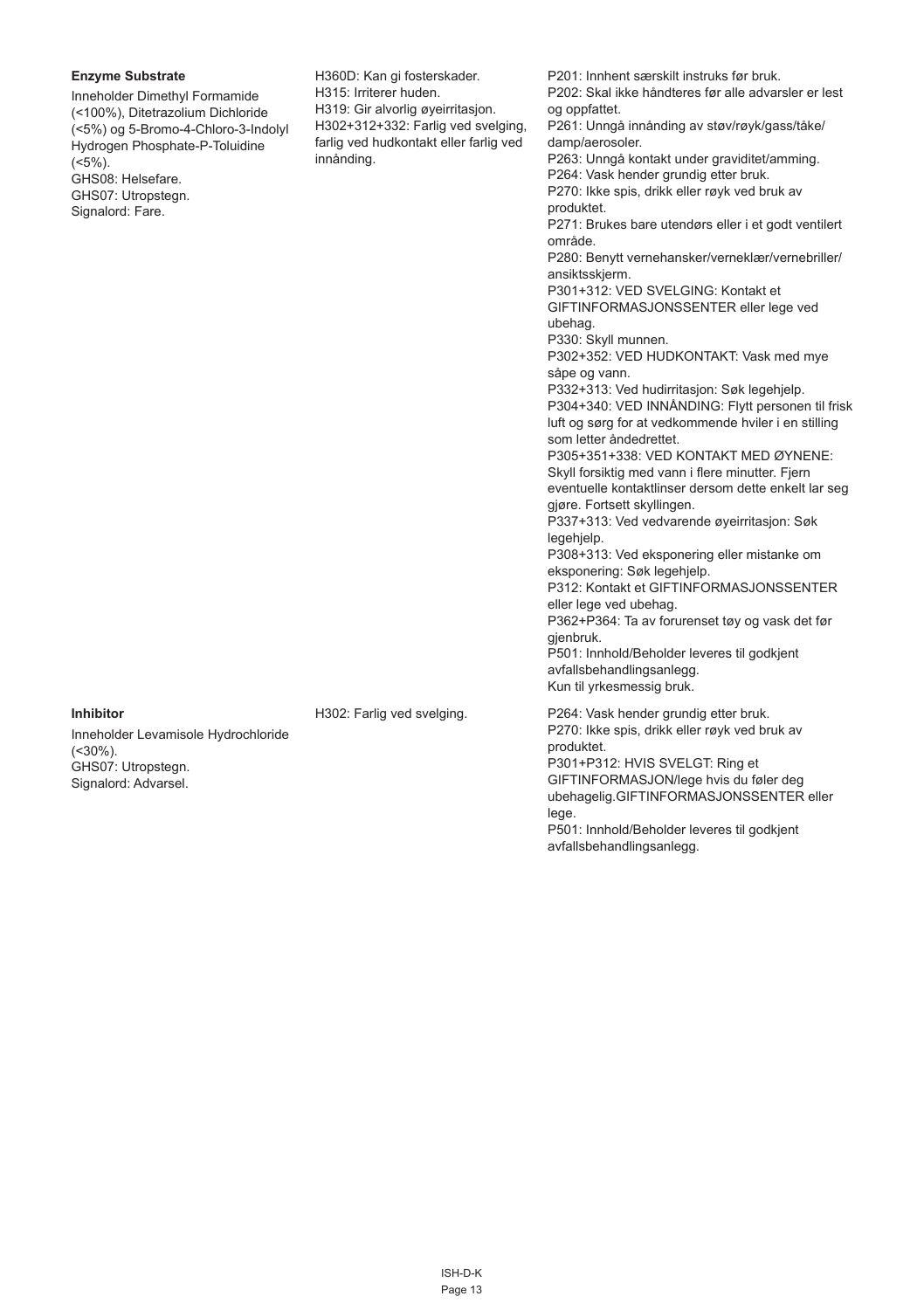| | | |
|---|---|---|
| **Enzyme Substrate**<br><br>Inneholder Dimethyl Formamide (<100%), Ditetrazolium Dichloride (<5%) og 5-Bromo-4-Chloro-3-Indolyl Hydrogen Phosphate-P-Toluidine (<5%).<br>GHS08: Helsefare.<br>GHS07: Utropstegn.<br>Signalord: Fare. | H360D: Kan gi fosterskader.<br>H315: Irriterer huden.<br>H319: Gir alvorlig øyeirritasjon.<br>H302+312+332: Farlig ved svelging, farlig ved hudkontakt eller farlig ved innånding. | P201: Innhent særskilt instruks før bruk.<br>P202: Skal ikke håndteres før alle advarsler er lest og oppfattet.<br>P261: Unngå innånding av støv/røyk/gass/tåke/damp/aerosoler.<br>P263: Unngå kontakt under graviditet/amming.<br>P264: Vask hender grundig etter bruk.<br>P270: Ikke spis, drikk eller røyk ved bruk av produktet.<br>P271: Brukes bare utendørs eller i et godt ventilert område.<br>P280: Benytt vernehansker/verneklær/vernebriller/ansiktsskjerm.<br>P301+312: VED SVELGING: Kontakt et GIFTINFORMASJONSSENTER eller lege ved ubehag.<br>P330: Skyll munnen.<br>P302+352: VED HUDKONTAKT: Vask med mye såpe og vann.<br>P332+313: Ved hudirritasjon: Søk legehjelp.<br>P304+340: VED INNÅNDING: Flytt personen til frisk luft og sørg for at vedkommende hviler i en stilling som letter åndedrettet.<br>P305+351+338: VED KONTAKT MED ØYNENE: Skyll forsiktig med vann i flere minutter. Fjern eventuelle kontaktlinser dersom dette enkelt lar seg gjøre. Fortsett skyllingen.<br>P337+313: Ved vedvarende øyeirritasjon: Søk legehjelp.<br>P308+313: Ved eksponering eller mistanke om eksponering: Søk legehjelp.<br>P312: Kontakt et GIFTINFORMASJONSSENTER eller lege ved ubehag.<br>P362+P364: Ta av forurenset tøy og vask det før gjenbruk.<br>P501: Innhold/Beholder leveres til godkjent avfallsbehandlingsanlegg.<br>Kun til yrkesmessig bruk. |
| **Inhibitor**<br><br>Inneholder Levamisole Hydrochloride (<30%).<br>GHS07: Utropstegn.<br>Signalord: Advarsel. | H302: Farlig ved svelging. | P264: Vask hender grundig etter bruk.<br>P270: Ikke spis, drikk eller røyk ved bruk av produktet.<br>P301+P312: HVIS SVELGT: Ring et GIFTINFORMASJON/lege hvis du føler deg ubehagelig.GIFTINFORMASJONSSENTER eller lege.<br>P501: Innhold/Beholder leveres til godkjent avfallsbehandlingsanlegg. |

ISH-D-K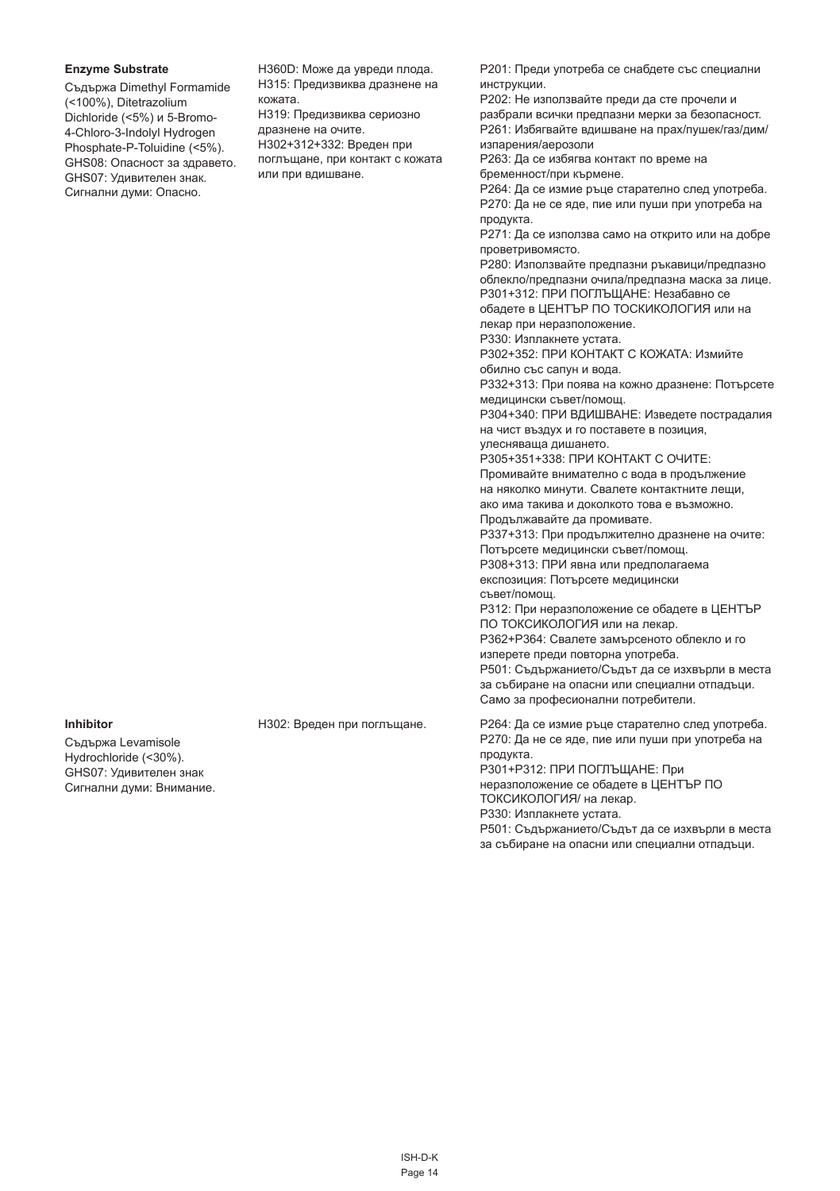| | | |
|---|---|---|
| **Enzyme Substrate**<br>Съдържа Dimethyl Formamide (<100%), Ditetrazolium Dichloride (<5%) и 5-Bromo-4-Chloro-3-Indolyl Hydrogen Phosphate-P-Toluidine (<5%). GHS08: Опасност за здравето. GHS07: Удивителен знак. Сигнални думи: Опасно. | H360D: Може да увреди плода.<br>H315: Предизвиква дразнене на кожата.<br>H319: Предизвиква сериозно дразнене на очите.<br>H302+312+332: Вреден при поглъщане, при контакт с кожата или при вдишване. | P201: Преди употреба се снабдете със специални инструкции.<br>P202: Не използвайте преди да сте прочели и разбрали всички предпазни мерки за безопасност.<br>P261: Избягвайте вдишване на прах/пушек/газ/дим/изпарения/аерозоли<br>P263: Да се избягва контакт по време на бременност/при кърмене.<br>P264: Да се измие ръце старателно след употреба.<br>P270: Да не се яде, пие или пуши при употреба на продукта.<br>P271: Да се използва само на открито или на добре проветривомясто.<br>P280: Използвайте предпазни ръкавици/предпазно облекло/предпазни очила/предпазна маска за лице.<br>P301+312: ПРИ ПОГЛЪЩАНЕ: Незабавно се обадете в ЦЕНТЪР ПО ТОСКИКОЛОГИЯ или на лекар при неразположение.<br>P330: Изплакнете устата.<br>P302+352: ПРИ КОНТАКТ С КОЖАТА: Измийте обилно със сапун и вода.<br>P332+313: При поява на кожно дразнене: Потърсете медицински съвет/помощ.<br>P304+340: ПРИ ВДИШВАНЕ: Изведете пострадалия на чист въздух и го поставете в позиция, улесняваща дишането.<br>P305+351+338: ПРИ КОНТАКТ С ОЧИТЕ: Промивайте внимателно с вода в продължение на няколко минути. Свалете контактните лещи, ако има такива и доколкото това е възможно. Продължавайте да промивате.<br>P337+313: При продължително дразнене на очите: Потърсете медицински съвет/помощ.<br>P308+313: ПРИ явна или предполагаема експозиция: Потърсете медицински съвет/помощ.<br>P312: При неразположение се обадете в ЦЕНТЪР ПО ТОКСИКОЛОГИЯ или на лекар.<br>P362+P364: Свалете замърсеното облекло и го изперете преди повторна употреба.<br>P501: Съдържанието/Съдът да се изхвърли в места за събиране на опасни или специални отпадъци. Само за професионални потребители. |
| **Inhibitor**<br>Съдържа Levamisole Hydrochloride (<30%). GHS07: Удивителен знак Сигнални думи: Внимание. | H302: Вреден при поглъщане. | P264: Да се измие ръце старателно след употреба.<br>P270: Да не се яде, пие или пуши при употреба на продукта.<br>P301+P312: ПРИ ПОГЛЪЩАНЕ: При неразположение се обадете в ЦЕНТЪР ПО ТОКСИКОЛОГИЯ/ на лекар.<br>P330: Изплакнете устата.<br>P501: Съдържанието/Съдът да се изхвърли в места за събиране на опасни или специални отпадъци. |

ISH-D-K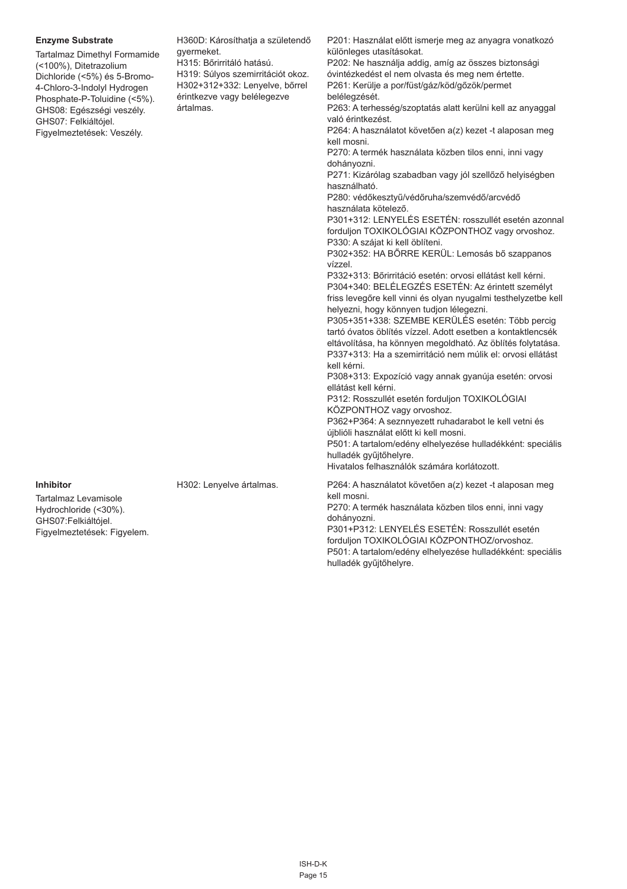| | | |
|---|---|---|
| **Enzyme Substrate**<br>Tartalmaz Dimethyl Formamide (<100%), Ditetrazolium Dichloride (<5%) és 5-Bromo-4-Chloro-3-Indolyl Hydrogen Phosphate-P-Toluidine (<5%).<br>GHS08: Egészségi veszély.<br>GHS07: Felkiáltójel.<br>Figyelmeztetések: Veszély. | H360D: Károsíthatja a születendő gyermeket.<br>H315: Bőrirritáló hatású.<br>H319: Súlyos szemirritációt okoz.<br>H302+312+332: Lenyelve, bőrrel érintkezve vagy belélegezve ártalmas. | P201: Használat előtt ismerje meg az anyagra vonatkozó különleges utasításokat.<br>P202: Ne használja addig, amíg az összes biztonsági óvintézkedést el nem olvasta és meg nem értette.<br>P261: Kerülje a por/füst/gáz/köd/gőzök/permet belégzését.<br>P263: A terhesség/szoptatás alatt kerülni kell az anyaggal való érintkezést.<br>P264: A használatot követően a(z) kezet -t alaposan meg kell mosni.<br>P270: A termék használata közben tilos enni, inni vagy dohányozni.<br>P271: Kizárólag szabadban vagy jól szellőző helyiségben használható.<br>P280: védőkesztyű/védőruha/szemvédő/arcvédő használata kötelező.<br>P301+312: LENYELÉS ESETÉN: rosszullét esetén azonnal forduljon TOXIKOLÓGIAI KÖZPONTHOZ vagy orvoshoz.<br>P330: A szájat ki kell öblíteni.<br>P302+352: HA BŐRRE KERÜL: Lemosás bő szappanos vízzel.<br>P332+313: Bőrirritáció esetén: orvosi ellátást kell kérni.<br>P304+340: BELÉLEGZÉS ESETÉN: Az érintett személyt friss levegőre kell vinni és olyan nyugalmi testhelyzetbe kell helyezni, hogy könnyen tudjon lélegezni.<br>P305+351+338: SZEMBE KERÜLÉS esetén: Több percig tartó óvatos öblítés vízzel. Adott esetben a kontaktlencsék eltávolítása, ha könnyen megoldható. Az öblítés folytatása.<br>P337+313: Ha a szemirritáció nem múlik el: orvosi ellátást kell kérni.<br>P308+313: Expozíció vagy annak gyanúja esetén: orvosi ellátást kell kérni.<br>P312: Rosszullét esetén forduljon TOXIKOLÓGIAI KÖZPONTHOZ vagy orvoshoz.<br>P362+P364: A seznnyezett ruhadarabot le kell vetni és újblióli használat előtt ki kell mosni.<br>P501: A tartalom/edény elhelyezése hulladékként: speciális hulladék gyűjtőhelyre.<br>Hivatalos felhasználók számára korlátozott. |
| **Inhibitor**<br>Tartalmaz Levamisole Hydrochloride (<30%).<br>GHS07:Felkiáltójel.<br>Figyelmeztetések: Figyelem. | H302: Lenyelve ártalmas. | P264: A használatot követően a(z) kezet -t alaposan meg kell mosni.<br>P270: A termék használata közben tilos enni, inni vagy dohányozni.<br>P301+P312: LENYELÉS ESETÉN: Rosszullét esetén forduljon TOXIKOLÓGIAI KÖZPONTHOZ/orvoshoz.<br>P501: A tartalom/edény elhelyezése hulladékként: speciális hulladék gyűjtőhelyre. |

ISH-D-K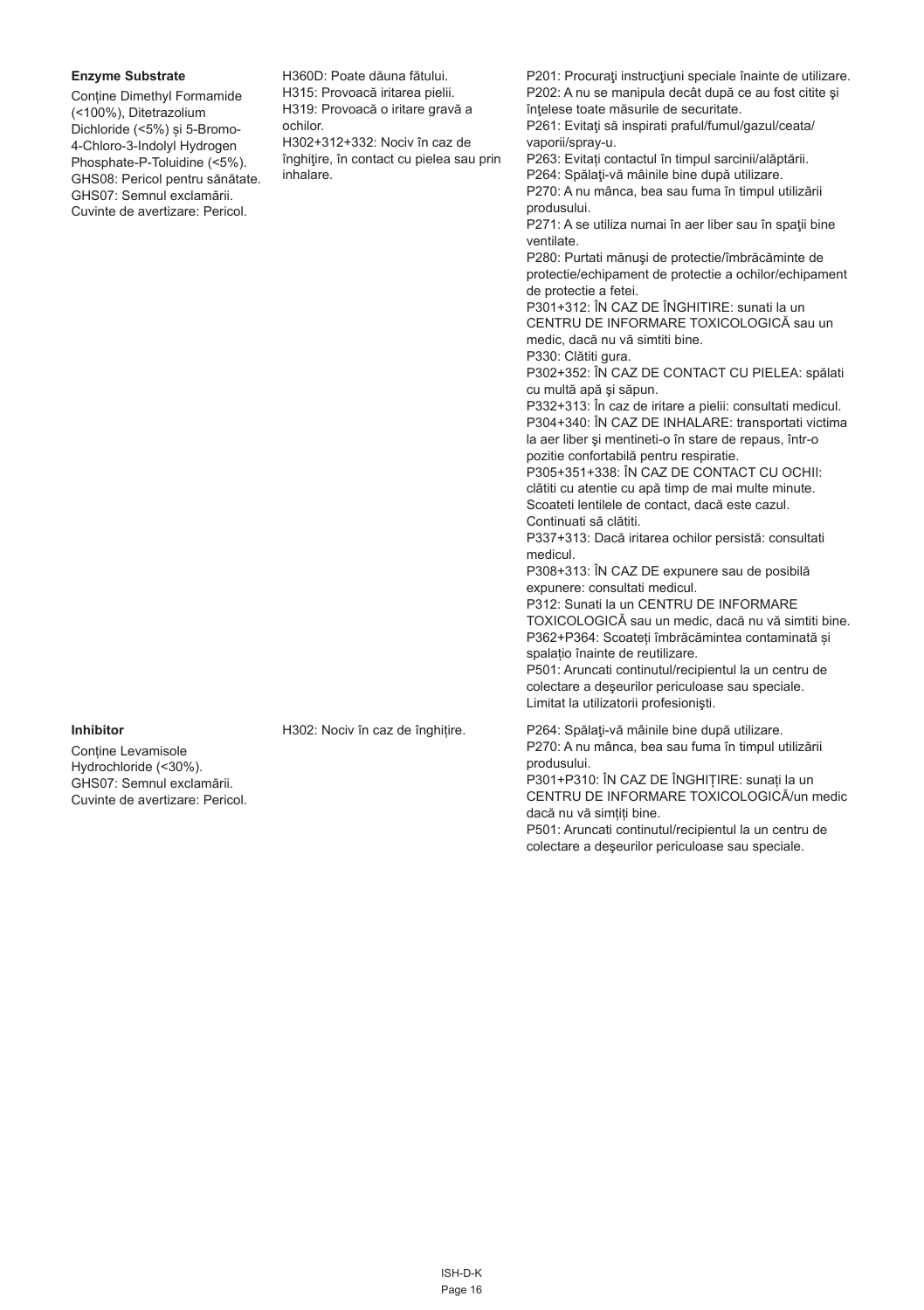| | | |
|---|---|---|
| **Enzyme Substrate**<br><br>Conține Dimethyl Formamide (<100%), Ditetrazolium Dichloride (<5%) și 5-Bromo-4-Chloro-3-Indolyl Hydrogen Phosphate-P-Toluidine (<5%). GHS08: Pericol pentru sănătate. GHS07: Semnul exclamării. Cuvinte de avertizare: Pericol. | H360D: Poate dăuna fătului.<br>H315: Provoacă iritarea pielii.<br>H319: Provoacă o iritare gravă a ochilor.<br>H302+312+332: Nociv în caz de înghiţire, în contact cu pielea sau prin inhalare. | P201: Procuraţi instrucţiuni speciale înainte de utilizare.<br>P202: A nu se manipula decât după ce au fost citite şi înţelese toate măsurile de securitate.<br>P261: Evitaţi să inspirati praful/fumul/gazul/ceata/vaporii/spray-u.<br>P263: Evitați contactul în timpul sarcinii/alăptării.<br>P264: Spălaţi-vă mâinile bine după utilizare.<br>P270: A nu mânca, bea sau fuma în timpul utilizării produsului.<br>P271: A se utiliza numai în aer liber sau în spaţii bine ventilate.<br>P280: Purtati mănuşi de protectie/îmbrăcăminte de protectie/echipament de protectie a ochilor/echipament de protectie a fetei.<br>P301+312: ÎN CAZ DE ÎNGHITIRE: sunati la un CENTRU DE INFORMARE TOXICOLOGICĂ sau un medic, dacă nu vă simtiti bine.<br>P330: Clătiti gura.<br>P302+352: ÎN CAZ DE CONTACT CU PIELEA: spălati cu multă apă şi săpun.<br>P332+313: În caz de iritare a pielii: consultati medicul.<br>P304+340: ÎN CAZ DE INHALARE: transportati victima la aer liber şi mentineti-o în stare de repaus, într-o pozitie confortabilă pentru respiratie.<br>P305+351+338: ÎN CAZ DE CONTACT CU OCHII: clătiti cu atentie cu apă timp de mai multe minute. Scoateti lentilele de contact, dacă este cazul. Continuati să clătiti.<br>P337+313: Dacă iritarea ochilor persistă: consultati medicul.<br>P308+313: ÎN CAZ DE expunere sau de posibilă expunere: consultati medicul.<br>P312: Sunati la un CENTRU DE INFORMARE TOXICOLOGICĂ sau un medic, dacă nu vă simtiti bine.<br>P362+P364: Scoateți îmbrăcămintea contaminată și spalațio înainte de reutilizare.<br>P501: Aruncati continutul/recipientul la un centru de colectare a deşeurilor periculoase sau speciale.<br>Limitat la utilizatorii profesionişti. |
| **Inhibitor**<br><br>Conține Levamisole Hydrochloride (<30%). GHS07: Semnul exclamării. Cuvinte de avertizare: Pericol. | H302: Nociv în caz de înghițire. | P264: Spălaţi-vă mâinile bine după utilizare.<br>P270: A nu mânca, bea sau fuma în timpul utilizării produsului.<br>P301+P310: ÎN CAZ DE ÎNGHIȚIRE: sunați la un CENTRU DE INFORMARE TOXICOLOGICĂ/un medic dacă nu vă simțiți bine.<br>P501: Aruncati continutul/recipientul la un centru de colectare a deşeurilor periculoase sau speciale. |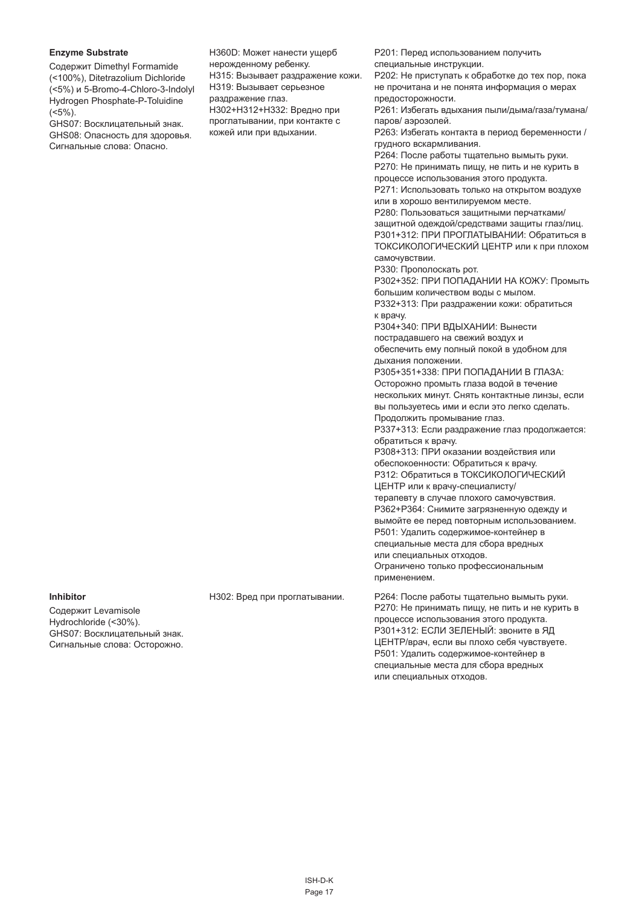| | | |
|---|---|---|
| **Enzyme Substrate**<br>Содержит Dimethyl Formamide (<100%), Ditetrazolium Dichloride (<5%) и 5-Bromo-4-Chloro-3-Indolyl Hydrogen Phosphate-P-Toluidine (<5%).<br>GHS07: Восклицательный знак.<br>GHS08: Опасность для здоровья.<br>Сигнальные слова: Опасно. | H360D: Может нанести ущерб нерожденному ребенку.<br>H315: Вызывает раздражение кожи.<br>H319: Вызывает серьезное раздражение глаз.<br>H302+H312+H332: Вредно при проглатывании, при контакте с кожей или при вдыхании. | P201: Перед использованием получить специальные инструкции.<br>P202: Не приступать к обработке до тех пор, пока не прочитана и не понята информация о мерах предосторожности.<br>P261: Избегать вдыхания пыли/дыма/газа/тумана/паров/ аэрозолей.<br>P263: Избегать контакта в период беременности / грудного вскармливания.<br>P264: После работы тщательно вымыть руки.<br>P270: Не принимать пищу, не пить и не курить в процессе использования этого продукта.<br>P271: Использовать только на открытом воздухе или в хорошо вентилируемом месте.<br>P280: Пользоваться защитными перчатками/ защитной одеждой/средствами защиты глаз/лиц.<br>P301+312: ПРИ ПРОГЛАТЫВАНИИ: Обратиться в ТОКСИКОЛОГИЧЕСКИЙ ЦЕНТР или к при плохом самочувствии.<br>P330: Прополоскать рот.<br>P302+352: ПРИ ПОПАДАНИИ НА КОЖУ: Промыть большим количеством воды с мылом.<br>P332+313: При раздражении кожи: обратиться к врачу.<br>P304+340: ПРИ ВДЫХАНИИ: Вынести пострадавшего на свежий воздух и обеспечить ему полный покой в удобном для дыхания положении.<br>P305+351+338: ПРИ ПОПАДАНИИ В ГЛАЗА: Осторожно промыть глаза водой в течение нескольких минут. Снять контактные линзы, если вы пользуетесь ими и если это легко сделать. Продолжить промывание глаз.<br>P337+313: Если раздражение глаз продолжается: обратиться к врачу.<br>P308+313: ПРИ оказании воздействия или обеспокоенности: Обратиться к врачу.<br>P312: Обратиться в ТОКСИКОЛОГИЧЕСКИЙ ЦЕНТР или к врачу-специалисту/ терапевту в случае плохого самочувствия.<br>P362+P364: Снимите загрязненную одежду и вымойте ее перед повторным использованием.<br>P501: Удалить содержимое-контейнер в специальные места для сбора вредных или специальных отходов.<br>Ограничено только профессиональным применением. |
| **Inhibitor**<br>Содержит Levamisole Hydrochloride (<30%).<br>GHS07: Восклицательный знак.<br>Сигнальные слова: Осторожно. | H302: Вред при проглатывании. | P264: После работы тщательно вымыть руки.<br>P270: Не принимать пищу, не пить и не курить в процессе использования этого продукта.<br>P301+312: ЕСЛИ ЗЕЛЕНЫЙ: звоните в ЯД ЦЕНТР/врач, если вы плохо себя чувствуете.<br>P501: Удалить содержимое-контейнер в специальные места для сбора вредных или специальных отходов. |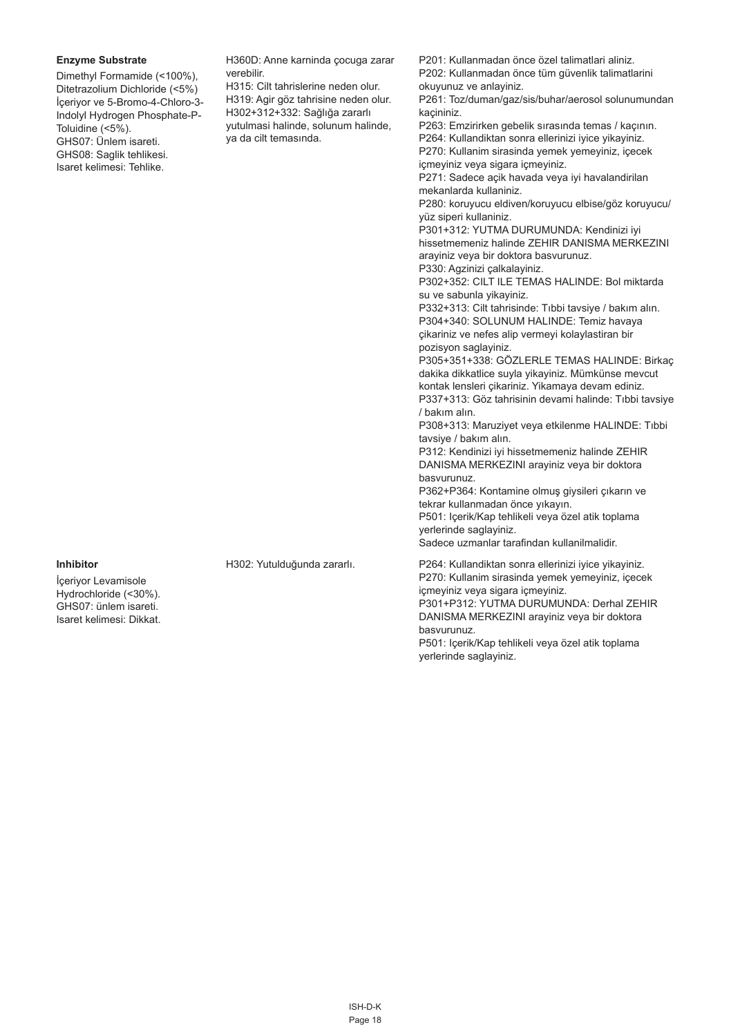**Enzyme Substrate**

Dimethyl Formamide (<100%), Ditetrazolium Dichloride (<5%) İçeriyor ve 5-Bromo-4-Chloro-3-Indolyl Hydrogen Phosphate-P-Toluidine (<5%).
GHS07: Ünlem isareti.
GHS08: Saglik tehlikesi.
Isaret kelimesi: Tehlike.

H360D: Anne karninda çocuga zarar verebilir.
H315: Cilt tahrislerine neden olur.
H319: Agir göz tahrisine neden olur.
H302+312+332: Sağlığa zararlı yutulmasi halinde, solunum halinde, ya da cilt temasında.

P201: Kullanmadan önce özel talimatlari aliniz.
P202: Kullanmadan önce tüm güvenlik talimatlarini okuyunuz ve anlayiniz.
P261: Toz/duman/gaz/sis/buhar/aerosol solunumundan kaçininiz.
P263: Emzirirken gebelik sırasında temas / kaçının.
P264: Kullandiktan sonra ellerinizi iyice yikayiniz.
P270: Kullanim sirasinda yemek yemeyiniz, içecek içmeyiniz veya sigara içmeyiniz.
P271: Sadece açik havada veya iyi havalandirilan mekanlarda kullaniniz.
P280: koruyucu eldiven/koruyucu elbise/göz koruyucu/yüz siperi kullaniniz.
P301+312: YUTMA DURUMUNDA: Kendinizi iyi hissetmemeniz halinde ZEHIR DANISMA MERKEZINI arayiniz veya bir doktora basvurunuz.
P330: Agzinizi çalkalayiniz.
P302+352: CILT ILE TEMAS HALINDE: Bol miktarda su ve sabunla yikayiniz.
P332+313: Cilt tahrisinde: Tıbbi tavsiye / bakım alın.
P304+340: SOLUNUM HALINDE: Temiz havaya çikariniz ve nefes alip vermeyi kolaylastiran bir pozisyon saglayiniz.
P305+351+338: GÖZLERLE TEMAS HALINDE: Birkaç dakika dikkatlice suyla yikayiniz. Mümkünse mevcut kontak lensleri çikariniz. Yikamaya devam ediniz.
P337+313: Göz tahrisinin devami halinde: Tıbbi tavsiye / bakım alın.
P308+313: Maruziyet veya etkilenme HALINDE: Tıbbi tavsiye / bakım alın.
P312: Kendinizi iyi hissetmemeniz halinde ZEHIR DANISMA MERKEZINI arayiniz veya bir doktora basvurunuz.
P362+P364: Kontamine olmuş giysileri çıkarın ve tekrar kullanmadan önce yıkayın.
P501: Içerik/Kap tehlikeli veya özel atik toplama yerlerinde saglayiniz.
Sadece uzmanlar tarafindan kullanilmalidir.

**Inhibitor**

İçeriyor Levamisole Hydrochloride (<30%).
GHS07: ünlem isareti.
Isaret kelimesi: Dikkat.

H302: Yutulduğunda zararlı.

P264: Kullandiktan sonra ellerinizi iyice yikayiniz.
P270: Kullanim sirasinda yemek yemeyiniz, içecek içmeyiniz veya sigara içmeyiniz.
P301+P312: YUTMA DURUMUNDA: Derhal ZEHIR DANISMA MERKEZINI arayiniz veya bir doktora basvurunuz.
P501: Içerik/Kap tehlikeli veya özel atik toplama yerlerinde saglayiniz.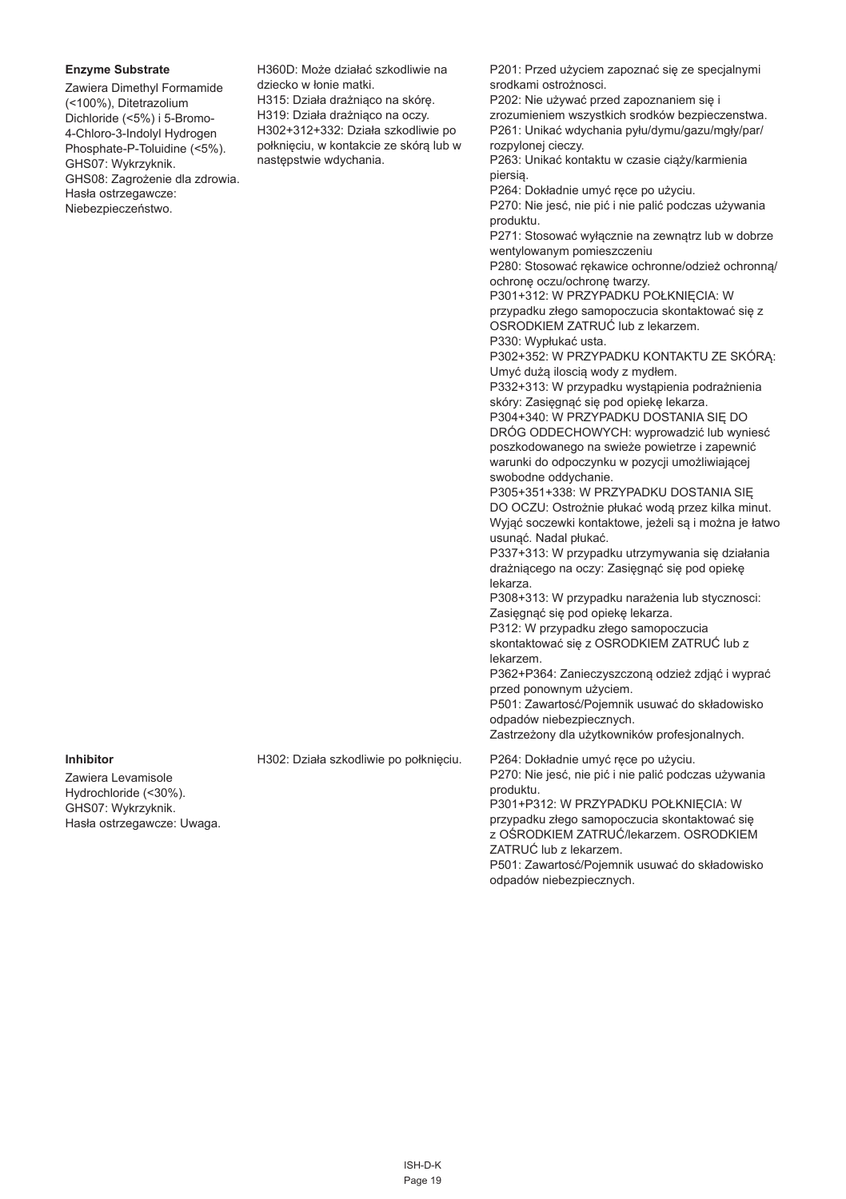| | | |
|---|---|---|
| **Enzyme Substrate**<br>Zawiera Dimethyl Formamide (<100%), Ditetrazolium Dichloride (<5%) i 5-Bromo-4-Chloro-3-Indolyl Hydrogen Phosphate-P-Toluidine (<5%).<br>GHS07: Wykrzyknik.<br>GHS08: Zagrożenie dla zdrowia.<br>Hasła ostrzegawcze: Niebezpieczeństwo. | H360D: Może działać szkodliwie na dziecko w łonie matki.<br>H315: Działa drażniąco na skórę.<br>H319: Działa drażniąco na oczy.<br>H302+312+332: Działa szkodliwie po połknięciu, w kontakcie ze skórą lub w następstwie wdychania. | P201: Przed użyciem zapoznać się ze specjalnymi srodkami ostrożnosci.<br>P202: Nie używać przed zapoznaniem się i zrozumieniem wszystkich srodków bezpieczenstwa.<br>P261: Unikać wdychania pyłu/dymu/gazu/mgły/par/rozpylonej cieczy.<br>P263: Unikać kontaktu w czasie ciąży/karmienia piersią.<br>P264: Dokładnie umyć ręce po użyciu.<br>P270: Nie jesć, nie pić i nie palić podczas używania produktu.<br>P271: Stosować wyłącznie na zewnątrz lub w dobrze wentylowanym pomieszczeniu<br>P280: Stosować rękawice ochronne/odzież ochronną/ochronę oczu/ochronę twarzy.<br>P301+312: W PRZYPADKU POŁKNIĘCIA: W przypadku złego samopoczucia skontaktować się z OSRODKIEM ZATRUĆ lub z lekarzem.<br>P330: Wypłukać usta.<br>P302+352: W PRZYPADKU KONTAKTU ZE SKÓRĄ: Umyć dużą ilością wody z mydłem.<br>P332+313: W przypadku wystąpienia podrażnienia skóry: Zasięgnąć się pod opiekę lekarza.<br>P304+340: W PRZYPADKU DOSTANIA SIĘ DO DRÓG ODDECHOWYCH: wyprowadzić lub wyniesć poszkodowanego na swieże powietrze i zapewnić warunki do odpoczynku w pozycji umożliwiającej swobodne oddychanie.<br>P305+351+338: W PRZYPADKU DOSTANIA SIĘ DO OCZU: Ostrożnie płukać wodą przez kilka minut. Wyjąć soczewki kontaktowe, jeżeli są i można je łatwo usunąć. Nadal płukać.<br>P337+313: W przypadku utrzymywania się działania drażniącego na oczy: Zasięgnąć się pod opiekę lekarza.<br>P308+313: W przypadku narażenia lub stycznosci: Zasięgnąć się pod opiekę lekarza.<br>P312: W przypadku złego samopoczucia skontaktować się z OSRODKIEM ZATRUĆ lub z lekarzem.<br>P362+P364: Zanieczyszczoną odzież zdjąć i wyprać przed ponownym użyciem.<br>P501: Zawartosć/Pojemnik usuwać do składowisko odpadów niebezpiecznych.<br>Zastrzeżony dla użytkowników profesjonalnych. |
| **Inhibitor**<br>Zawiera Levamisole Hydrochloride (<30%).<br>GHS07: Wykrzyknik.<br>Hasła ostrzegawcze: Uwaga. | H302: Działa szkodliwie po połknięciu. | P264: Dokładnie umyć ręce po użyciu.<br>P270: Nie jesć, nie pić i nie palić podczas używania produktu.<br>P301+P312: W PRZYPADKU POŁKNIĘCIA: W przypadku złego samopoczucia skontaktować się z OŚRODKIEM ZATRUĆ/lekarzem. OSRODKIEM ZATRUĆ lub z lekarzem.<br>P501: Zawartosć/Pojemnik usuwać do składowisko odpadów niebezpiecznych. |

ISH-D-K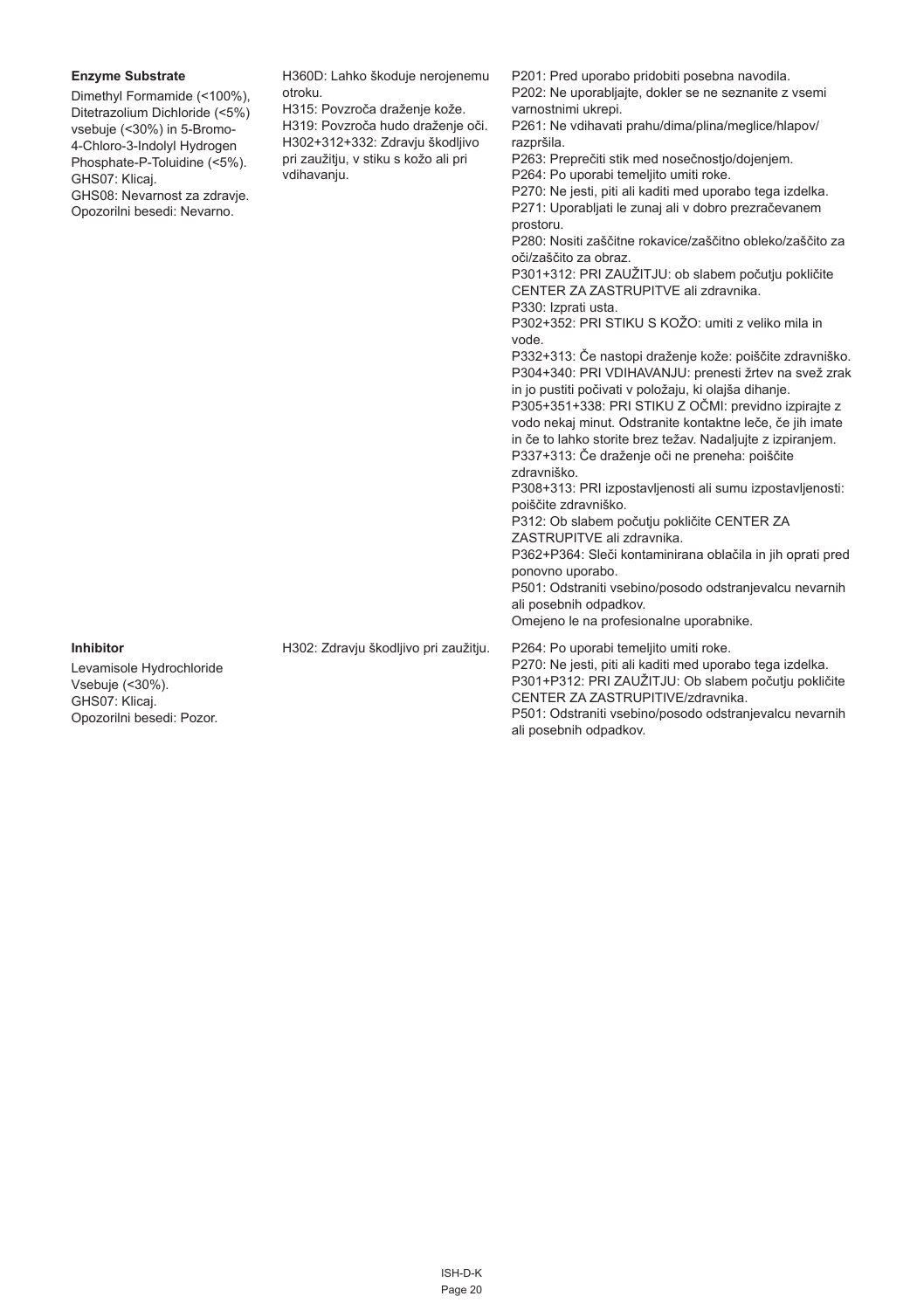| | | |
|---|---|---|
| **Enzyme Substrate**<br>Dimethyl Formamide (<100%), Ditetrazolium Dichloride (<5%) vsebuje (<30%) in 5-Bromo-4-Chloro-3-Indolyl Hydrogen Phosphate-P-Toluidine (<5%).<br>GHS07: Klicaj.<br>GHS08: Nevarnost za zdravje.<br>Opozorilni besedi: Nevarno. | H360D: Lahko škoduje nerojenemu otroku.<br>H315: Povzroča draženje kože.<br>H319: Povzroča hudo draženje oči.<br>H302+312+332: Zdravju škodljivo pri zaužitju, v stiku s kožo ali pri vdihavanju. | P201: Pred uporabo pridobiti posebna navodila.<br>P202: Ne uporabljajte, dokler se ne seznanite z vsemi varnostnimi ukrepi.<br>P261: Ne vdihavati prahu/dima/plina/meglice/hlapov/razpršila.<br>P263: Preprečiti stik med nosečnostjo/dojenjem.<br>P264: Po uporabi temeljito umiti roke.<br>P270: Ne jesti, piti ali kaditi med uporabo tega izdelka.<br>P271: Uporabljati le zunaj ali v dobro prezračevanem prostoru.<br>P280: Nositi zaščitne rokavice/zaščitno obleko/zaščito za oči/zaščito za obraz.<br>P301+312: PRI ZAUŽITJU: ob slabem počutju pokličite CENTER ZA ZASTRUPITVE ali zdravnika.<br>P330: Izprati usta.<br>P302+352: PRI STIKU S KOŽO: umiti z veliko mila in vode.<br>P332+313: Če nastopi draženje kože: poiščite zdravniško.<br>P304+340: PRI VDIHAVANJU: prenesti žrtev na svež zrak in jo pustiti počivati v položaju, ki olajša dihanje.<br>P305+351+338: PRI STIKU Z OČMI: previdno izpirajte z vodo nekaj minut. Odstranite kontaktne leče, če jih imate in če to lahko storite brez težav. Nadaljujte z izpiranjem.<br>P337+313: Če draženje oči ne preneha: poiščite zdravniško.<br>P308+313: PRI izpostavljenosti ali sumu izpostavljenosti: poiščite zdravniško.<br>P312: Ob slabem počutju pokličite CENTER ZA ZASTRUPITVE ali zdravnika.<br>P362+P364: Sleči kontaminirana oblačila in jih oprati pred ponovno uporabo.<br>P501: Odstraniti vsebino/posodo odstranjevalcu nevarnih ali posebnih odpadkov.<br>Omejeno le na profesionalne uporabnike. |
| **Inhibitor**<br>Levamisole Hydrochloride Vsebuje (<30%).<br>GHS07: Klicaj.<br>Opozorilni besedi: Pozor. | H302: Zdravju škodljivo pri zaužitju. | P264: Po uporabi temeljito umiti roke.<br>P270: Ne jesti, piti ali kaditi med uporabo tega izdelka.<br>P301+P312: PRI ZAUŽITJU: Ob slabem počutju pokličite CENTER ZA ZASTRUPITIVE/zdravnika.<br>P501: Odstraniti vsebino/posodo odstranjevalcu nevarnih ali posebnih odpadkov. |

ISH-D-K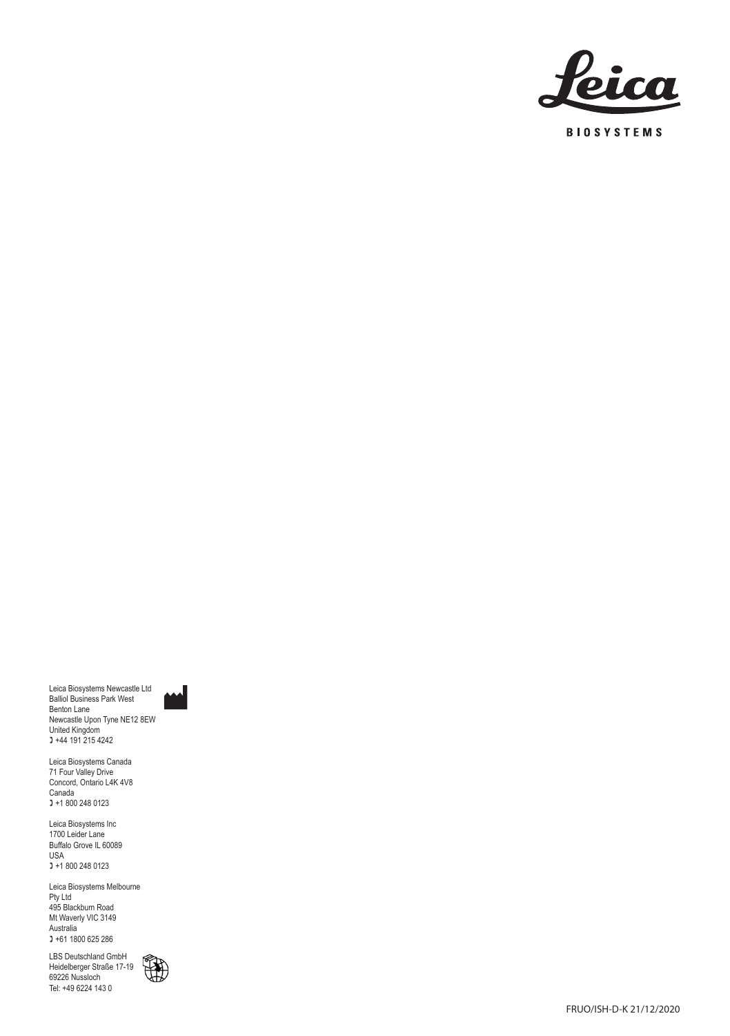Leica BIOSYSTEMS

Leica Biosystems Newcastle Ltd
Balliol Business Park West
Benton Lane
Newcastle Upon Tyne NE12 8EW
United Kingdom
☎ +44 191 215 4242

Leica Biosystems Canada
71 Four Valley Drive
Concord, Ontario L4K 4V8
Canada
☎ +1 800 248 0123

Leica Biosystems Inc
1700 Leider Lane
Buffalo Grove IL 60089
USA
☎ +1 800 248 0123

Leica Biosystems Melbourne
Pty Ltd
495 Blackburn Road
Mt Waverly VIC 3149
Australia
☎ +61 1800 625 286

LBS Deutschland GmbH
Heidelberger Straße 17-19
69226 Nussloch
Tel: +49 6224 143 0

FRUO/ISH-D-K 21/12/2020